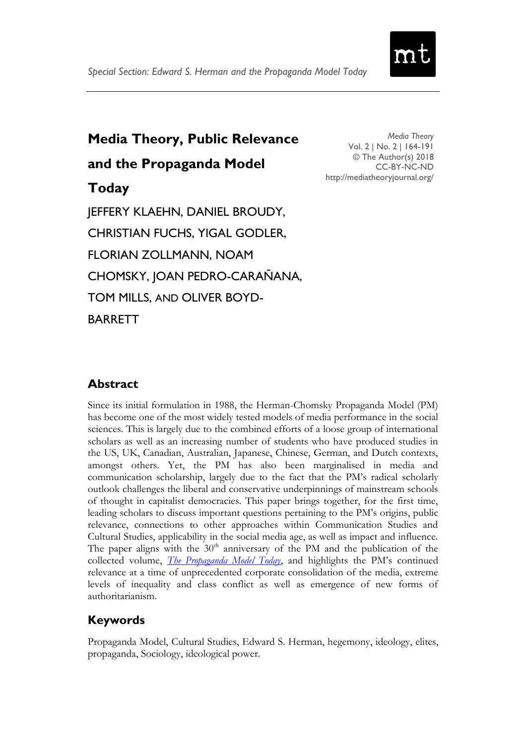*Special Section: Edward S. Herman and the Propaganda Model Today*

# Media Theory, Public Relevance and the Propaganda Model Today

*Media Theory*
Vol. 2 | No. 2 | 164-191
© The Author(s) 2018
CC-BY-NC-ND
http://mediatheoryjournal.org/

JEFFERY KLAEHN, DANIEL BROUDY, CHRISTIAN FUCHS, YIGAL GODLER, FLORIAN ZOLLMANN, NOAM CHOMSKY, JOAN PEDRO-CARAÑANA, TOM MILLS, AND OLIVER BOYD-BARRETT

## Abstract

Since its initial formulation in 1988, the Herman-Chomsky Propaganda Model (PM) has become one of the most widely tested models of media performance in the social sciences. This is largely due to the combined efforts of a loose group of international scholars as well as an increasing number of students who have produced studies in the US, UK, Canadian, Australian, Japanese, Chinese, German, and Dutch contexts, amongst others. Yet, the PM has also been marginalised in media and communication scholarship, largely due to the fact that the PM's radical scholarly outlook challenges the liberal and conservative underpinnings of mainstream schools of thought in capitalist democracies. This paper brings together, for the first time, leading scholars to discuss important questions pertaining to the PM's origins, public relevance, connections to other approaches within Communication Studies and Cultural Studies, applicability in the social media age, as well as impact and influence. The paper aligns with the 30th anniversary of the PM and the publication of the collected volume, *The Propaganda Model Today*, and highlights the PM's continued relevance at a time of unprecedented corporate consolidation of the media, extreme levels of inequality and class conflict as well as emergence of new forms of authoritarianism.

## Keywords

Propaganda Model, Cultural Studies, Edward S. Herman, hegemony, ideology, elites, propaganda, Sociology, ideological power.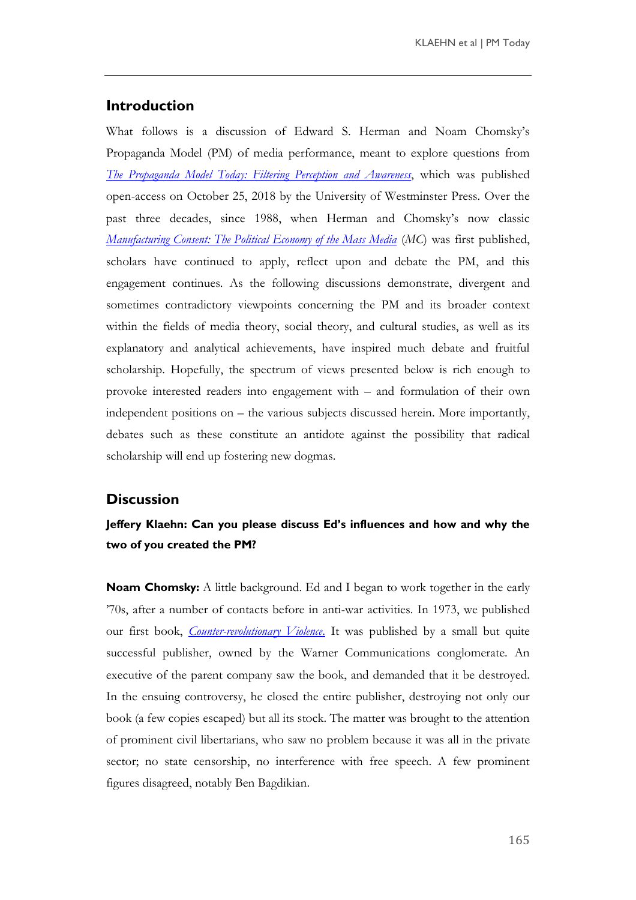## Introduction

What follows is a discussion of Edward S. Herman and Noam Chomsky's Propaganda Model (PM) of media performance, meant to explore questions from *The Propaganda Model Today: Filtering Perception and Awareness*, which was published open-access on October 25, 2018 by the University of Westminster Press. Over the past three decades, since 1988, when Herman and Chomsky's now classic *Manufacturing Consent: The Political Economy of the Mass Media* (*MC*) was first published, scholars have continued to apply, reflect upon and debate the PM, and this engagement continues. As the following discussions demonstrate, divergent and sometimes contradictory viewpoints concerning the PM and its broader context within the fields of media theory, social theory, and cultural studies, as well as its explanatory and analytical achievements, have inspired much debate and fruitful scholarship. Hopefully, the spectrum of views presented below is rich enough to provoke interested readers into engagement with – and formulation of their own independent positions on – the various subjects discussed herein. More importantly, debates such as these constitute an antidote against the possibility that radical scholarship will end up fostering new dogmas.

## Discussion

**Jeffery Klaehn: Can you please discuss Ed's influences and how and why the two of you created the PM?**

**Noam Chomsky:** A little background. Ed and I began to work together in the early '70s, after a number of contacts before in anti-war activities. In 1973, we published our first book, *Counter-revolutionary Violence.* It was published by a small but quite successful publisher, owned by the Warner Communications conglomerate. An executive of the parent company saw the book, and demanded that it be destroyed. In the ensuing controversy, he closed the entire publisher, destroying not only our book (a few copies escaped) but all its stock. The matter was brought to the attention of prominent civil libertarians, who saw no problem because it was all in the private sector; no state censorship, no interference with free speech. A few prominent figures disagreed, notably Ben Bagdikian.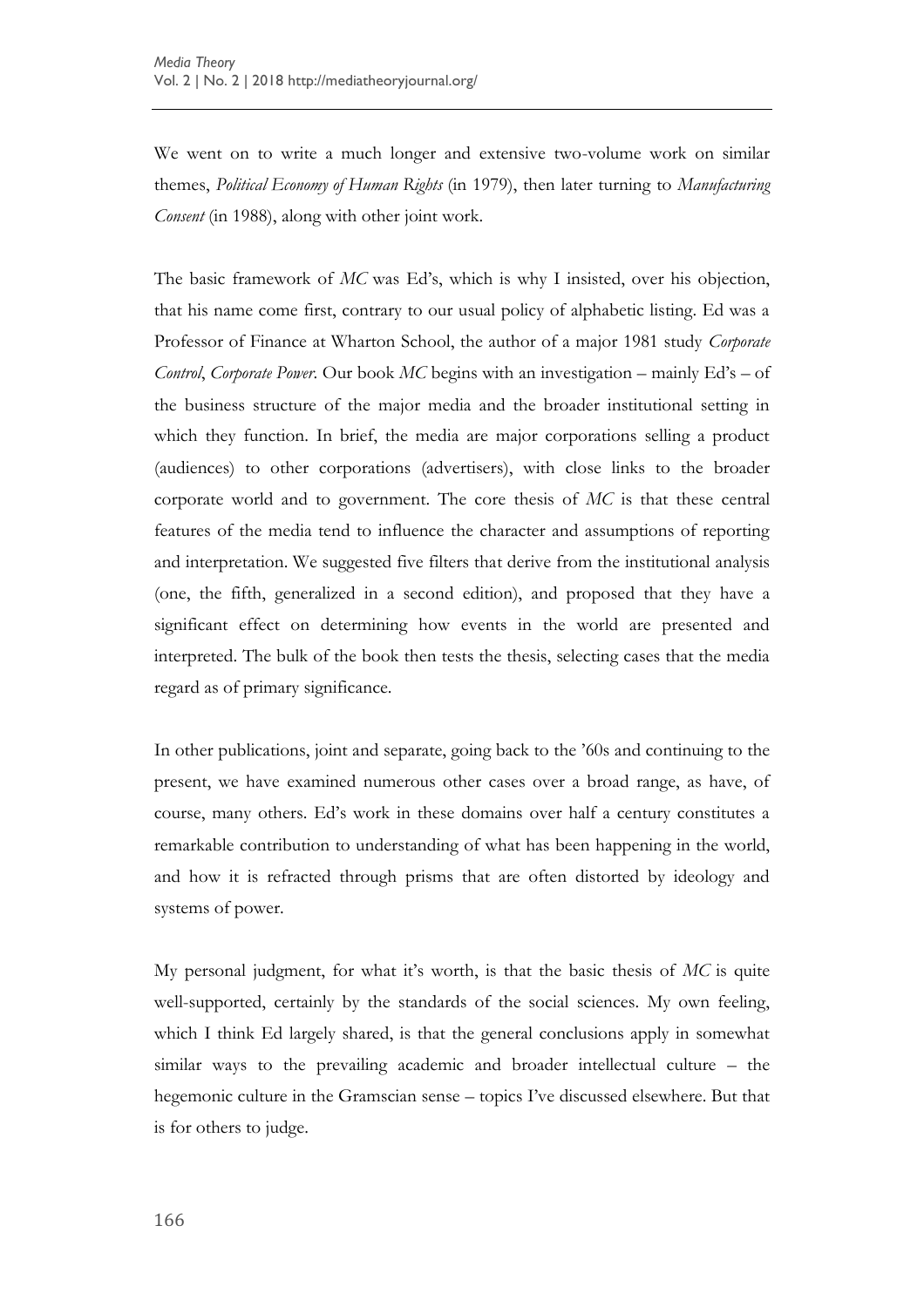We went on to write a much longer and extensive two-volume work on similar themes, *Political Economy of Human Rights* (in 1979), then later turning to *Manufacturing Consent* (in 1988), along with other joint work.

The basic framework of *MC* was Ed's, which is why I insisted, over his objection, that his name come first, contrary to our usual policy of alphabetic listing. Ed was a Professor of Finance at Wharton School, the author of a major 1981 study *Corporate Control*, *Corporate Power*. Our book *MC* begins with an investigation – mainly Ed's – of the business structure of the major media and the broader institutional setting in which they function. In brief, the media are major corporations selling a product (audiences) to other corporations (advertisers), with close links to the broader corporate world and to government. The core thesis of *MC* is that these central features of the media tend to influence the character and assumptions of reporting and interpretation. We suggested five filters that derive from the institutional analysis (one, the fifth, generalized in a second edition), and proposed that they have a significant effect on determining how events in the world are presented and interpreted. The bulk of the book then tests the thesis, selecting cases that the media regard as of primary significance.

In other publications, joint and separate, going back to the '60s and continuing to the present, we have examined numerous other cases over a broad range, as have, of course, many others. Ed's work in these domains over half a century constitutes a remarkable contribution to understanding of what has been happening in the world, and how it is refracted through prisms that are often distorted by ideology and systems of power.

My personal judgment, for what it's worth, is that the basic thesis of *MC* is quite well-supported, certainly by the standards of the social sciences. My own feeling, which I think Ed largely shared, is that the general conclusions apply in somewhat similar ways to the prevailing academic and broader intellectual culture – the hegemonic culture in the Gramscian sense – topics I've discussed elsewhere. But that is for others to judge.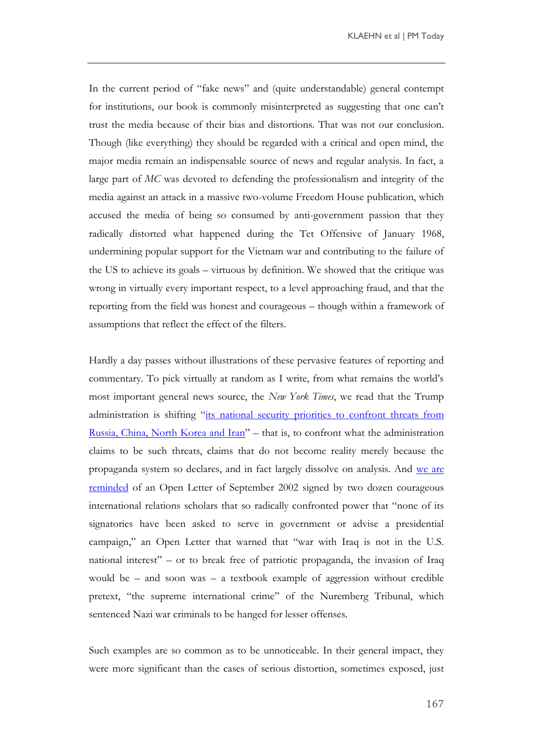In the current period of "fake news" and (quite understandable) general contempt for institutions, our book is commonly misinterpreted as suggesting that one can't trust the media because of their bias and distortions. That was not our conclusion. Though (like everything) they should be regarded with a critical and open mind, the major media remain an indispensable source of news and regular analysis. In fact, a large part of *MC* was devoted to defending the professionalism and integrity of the media against an attack in a massive two-volume Freedom House publication, which accused the media of being so consumed by anti-government passion that they radically distorted what happened during the Tet Offensive of January 1968, undermining popular support for the Vietnam war and contributing to the failure of the US to achieve its goals – virtuous by definition. We showed that the critique was wrong in virtually every important respect, to a level approaching fraud, and that the reporting from the field was honest and courageous – though within a framework of assumptions that reflect the effect of the filters.

Hardly a day passes without illustrations of these pervasive features of reporting and commentary. To pick virtually at random as I write, from what remains the world's most important general news source, the *New York Times*, we read that the Trump administration is shifting "its national security priorities to confront threats from Russia, China, North Korea and Iran" – that is, to confront what the administration claims to be such threats, claims that do not become reality merely because the propaganda system so declares, and in fact largely dissolve on analysis. And we are reminded of an Open Letter of September 2002 signed by two dozen courageous international relations scholars that so radically confronted power that "none of its signatories have been asked to serve in government or advise a presidential campaign," an Open Letter that warned that "war with Iraq is not in the U.S. national interest" – or to break free of patriotic propaganda, the invasion of Iraq would be – and soon was – a textbook example of aggression without credible pretext, "the supreme international crime" of the Nuremberg Tribunal, which sentenced Nazi war criminals to be hanged for lesser offenses.

Such examples are so common as to be unnoticeable. In their general impact, they were more significant than the cases of serious distortion, sometimes exposed, just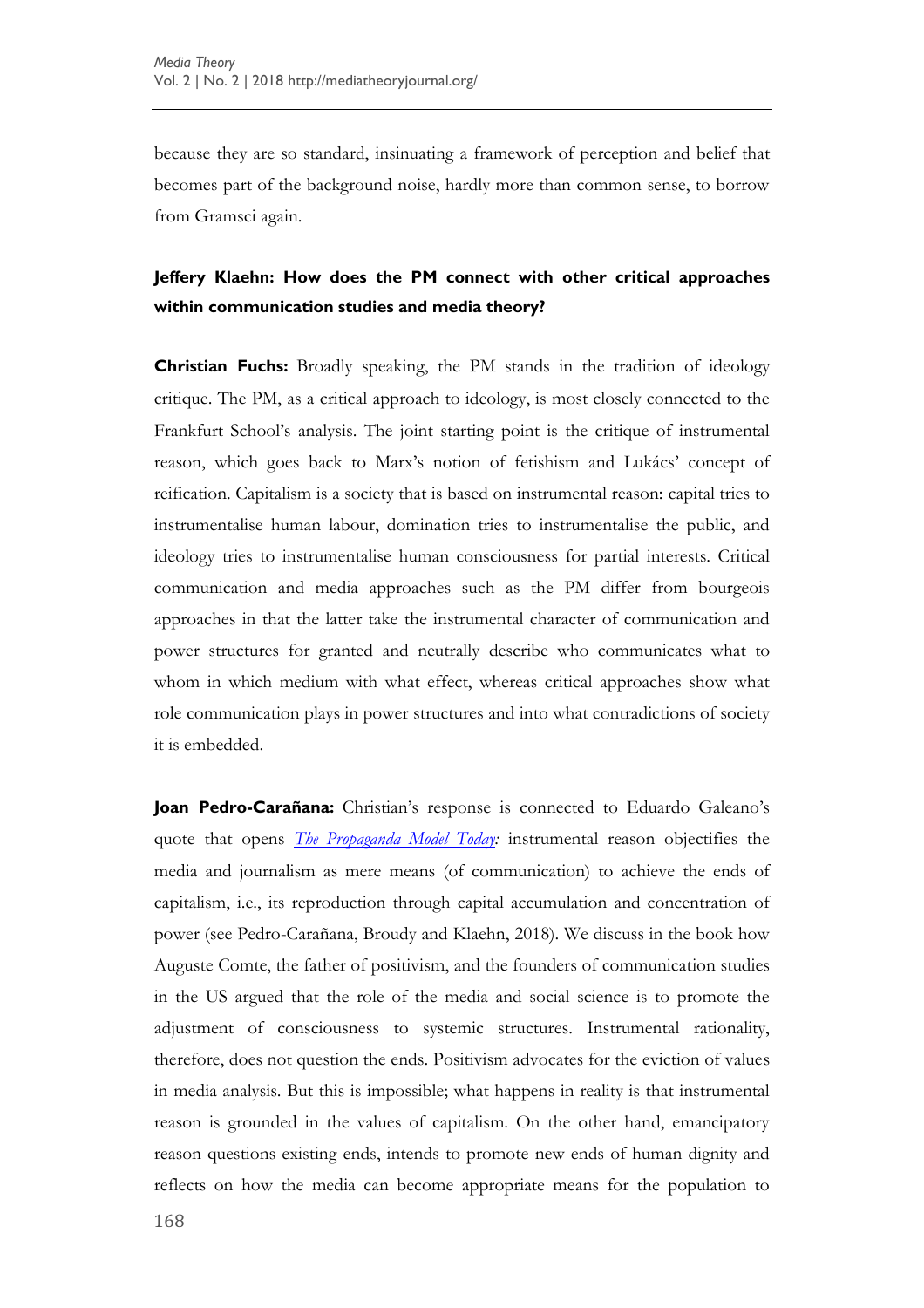because they are so standard, insinuating a framework of perception and belief that becomes part of the background noise, hardly more than common sense, to borrow from Gramsci again.

**Jeffery Klaehn: How does the PM connect with other critical approaches within communication studies and media theory?**

**Christian Fuchs:** Broadly speaking, the PM stands in the tradition of ideology critique. The PM, as a critical approach to ideology, is most closely connected to the Frankfurt School's analysis. The joint starting point is the critique of instrumental reason, which goes back to Marx's notion of fetishism and Lukács' concept of reification. Capitalism is a society that is based on instrumental reason: capital tries to instrumentalise human labour, domination tries to instrumentalise the public, and ideology tries to instrumentalise human consciousness for partial interests. Critical communication and media approaches such as the PM differ from bourgeois approaches in that the latter take the instrumental character of communication and power structures for granted and neutrally describe who communicates what to whom in which medium with what effect, whereas critical approaches show what role communication plays in power structures and into what contradictions of society it is embedded.

**Joan Pedro-Carañana:** Christian's response is connected to Eduardo Galeano's quote that opens *The Propaganda Model Today*: instrumental reason objectifies the media and journalism as mere means (of communication) to achieve the ends of capitalism, i.e., its reproduction through capital accumulation and concentration of power (see Pedro-Carañana, Broudy and Klaehn, 2018). We discuss in the book how Auguste Comte, the father of positivism, and the founders of communication studies in the US argued that the role of the media and social science is to promote the adjustment of consciousness to systemic structures. Instrumental rationality, therefore, does not question the ends. Positivism advocates for the eviction of values in media analysis. But this is impossible; what happens in reality is that instrumental reason is grounded in the values of capitalism. On the other hand, emancipatory reason questions existing ends, intends to promote new ends of human dignity and reflects on how the media can become appropriate means for the population to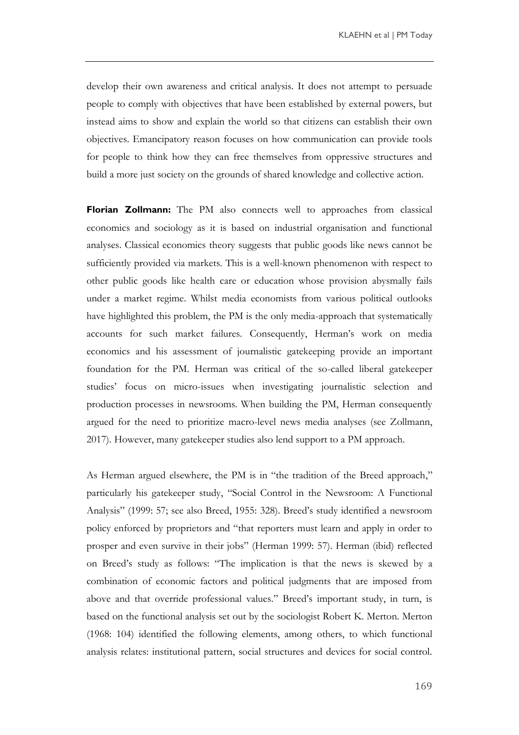develop their own awareness and critical analysis. It does not attempt to persuade people to comply with objectives that have been established by external powers, but instead aims to show and explain the world so that citizens can establish their own objectives. Emancipatory reason focuses on how communication can provide tools for people to think how they can free themselves from oppressive structures and build a more just society on the grounds of shared knowledge and collective action.

**Florian Zollmann:** The PM also connects well to approaches from classical economics and sociology as it is based on industrial organisation and functional analyses. Classical economics theory suggests that public goods like news cannot be sufficiently provided via markets. This is a well-known phenomenon with respect to other public goods like health care or education whose provision abysmally fails under a market regime. Whilst media economists from various political outlooks have highlighted this problem, the PM is the only media-approach that systematically accounts for such market failures. Consequently, Herman's work on media economics and his assessment of journalistic gatekeeping provide an important foundation for the PM. Herman was critical of the so-called liberal gatekeeper studies' focus on micro-issues when investigating journalistic selection and production processes in newsrooms. When building the PM, Herman consequently argued for the need to prioritize macro-level news media analyses (see Zollmann, 2017). However, many gatekeeper studies also lend support to a PM approach.

As Herman argued elsewhere, the PM is in "the tradition of the Breed approach," particularly his gatekeeper study, "Social Control in the Newsroom: A Functional Analysis" (1999: 57; see also Breed, 1955: 328). Breed's study identified a newsroom policy enforced by proprietors and "that reporters must learn and apply in order to prosper and even survive in their jobs" (Herman 1999: 57). Herman (ibid) reflected on Breed's study as follows: "The implication is that the news is skewed by a combination of economic factors and political judgments that are imposed from above and that override professional values." Breed's important study, in turn, is based on the functional analysis set out by the sociologist Robert K. Merton. Merton (1968: 104) identified the following elements, among others, to which functional analysis relates: institutional pattern, social structures and devices for social control.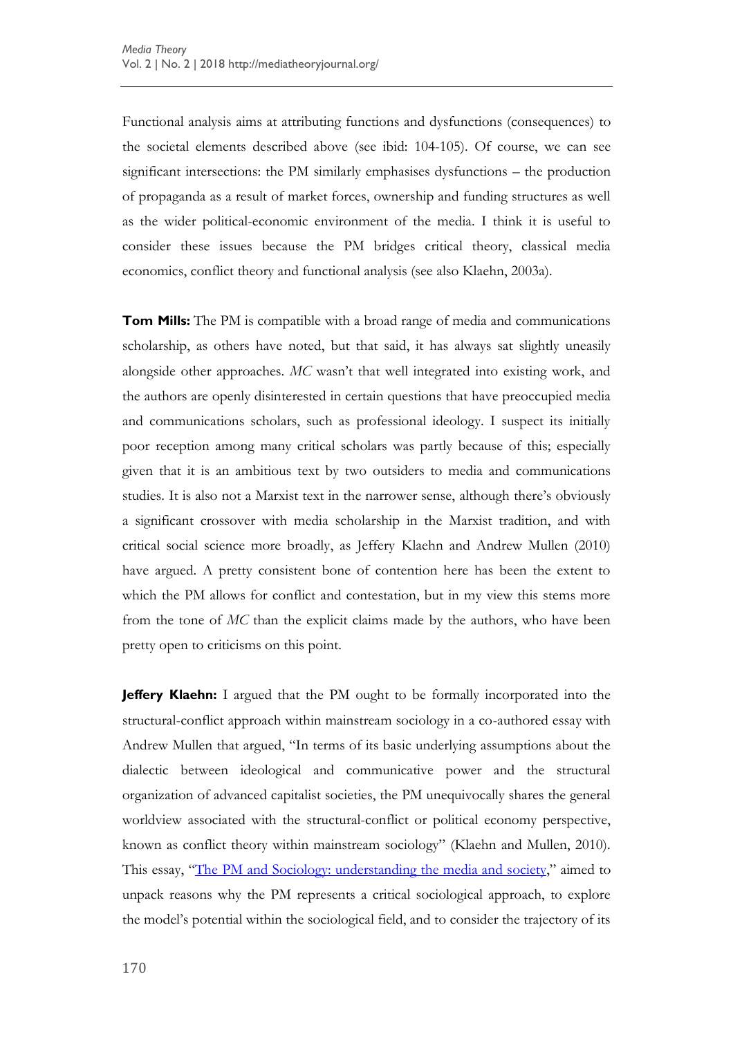Functional analysis aims at attributing functions and dysfunctions (consequences) to the societal elements described above (see ibid: 104-105). Of course, we can see significant intersections: the PM similarly emphasises dysfunctions – the production of propaganda as a result of market forces, ownership and funding structures as well as the wider political-economic environment of the media. I think it is useful to consider these issues because the PM bridges critical theory, classical media economics, conflict theory and functional analysis (see also Klaehn, 2003a).

**Tom Mills:** The PM is compatible with a broad range of media and communications scholarship, as others have noted, but that said, it has always sat slightly uneasily alongside other approaches. *MC* wasn't that well integrated into existing work, and the authors are openly disinterested in certain questions that have preoccupied media and communications scholars, such as professional ideology. I suspect its initially poor reception among many critical scholars was partly because of this; especially given that it is an ambitious text by two outsiders to media and communications studies. It is also not a Marxist text in the narrower sense, although there's obviously a significant crossover with media scholarship in the Marxist tradition, and with critical social science more broadly, as Jeffery Klaehn and Andrew Mullen (2010) have argued. A pretty consistent bone of contention here has been the extent to which the PM allows for conflict and contestation, but in my view this stems more from the tone of *MC* than the explicit claims made by the authors, who have been pretty open to criticisms on this point.

**Jeffery Klaehn:** I argued that the PM ought to be formally incorporated into the structural-conflict approach within mainstream sociology in a co-authored essay with Andrew Mullen that argued, "In terms of its basic underlying assumptions about the dialectic between ideological and communicative power and the structural organization of advanced capitalist societies, the PM unequivocally shares the general worldview associated with the structural-conflict or political economy perspective, known as conflict theory within mainstream sociology" (Klaehn and Mullen, 2010). This essay, "The PM and Sociology: understanding the media and society," aimed to unpack reasons why the PM represents a critical sociological approach, to explore the model's potential within the sociological field, and to consider the trajectory of its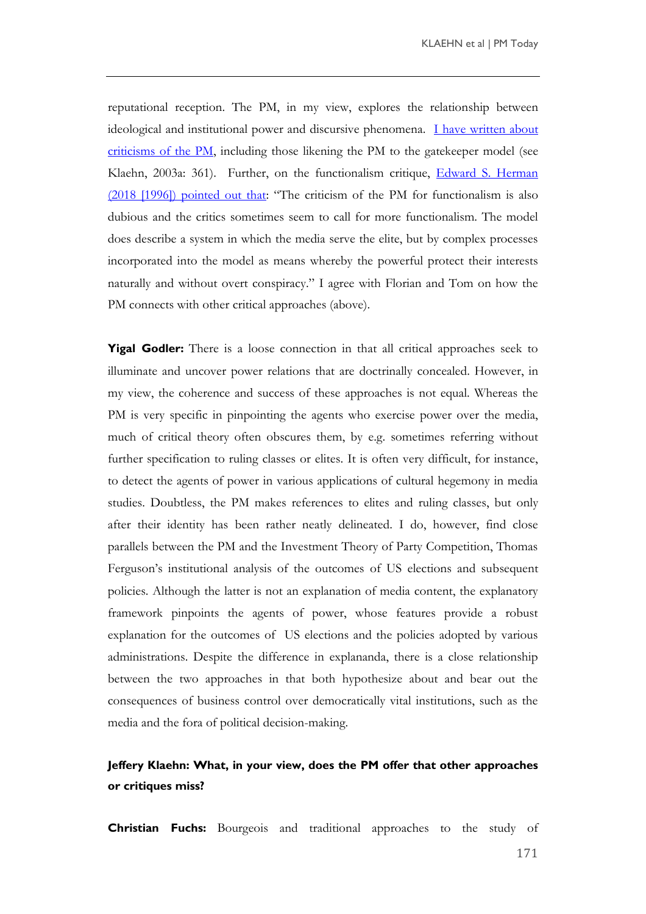reputational reception. The PM, in my view, explores the relationship between ideological and institutional power and discursive phenomena. I have written about criticisms of the PM, including those likening the PM to the gatekeeper model (see Klaehn, 2003a: 361). Further, on the functionalism critique, Edward S. Herman (2018 [1996]) pointed out that: "The criticism of the PM for functionalism is also dubious and the critics sometimes seem to call for more functionalism. The model does describe a system in which the media serve the elite, but by complex processes incorporated into the model as means whereby the powerful protect their interests naturally and without overt conspiracy." I agree with Florian and Tom on how the PM connects with other critical approaches (above).

**Yigal Godler:** There is a loose connection in that all critical approaches seek to illuminate and uncover power relations that are doctrinally concealed. However, in my view, the coherence and success of these approaches is not equal. Whereas the PM is very specific in pinpointing the agents who exercise power over the media, much of critical theory often obscures them, by e.g. sometimes referring without further specification to ruling classes or elites. It is often very difficult, for instance, to detect the agents of power in various applications of cultural hegemony in media studies. Doubtless, the PM makes references to elites and ruling classes, but only after their identity has been rather neatly delineated. I do, however, find close parallels between the PM and the Investment Theory of Party Competition, Thomas Ferguson's institutional analysis of the outcomes of US elections and subsequent policies. Although the latter is not an explanation of media content, the explanatory framework pinpoints the agents of power, whose features provide a robust explanation for the outcomes of US elections and the policies adopted by various administrations. Despite the difference in explananda, there is a close relationship between the two approaches in that both hypothesize about and bear out the consequences of business control over democratically vital institutions, such as the media and the fora of political decision-making.

**Jeffery Klaehn: What, in your view, does the PM offer that other approaches or critiques miss?**

**Christian Fuchs:** Bourgeois and traditional approaches to the study of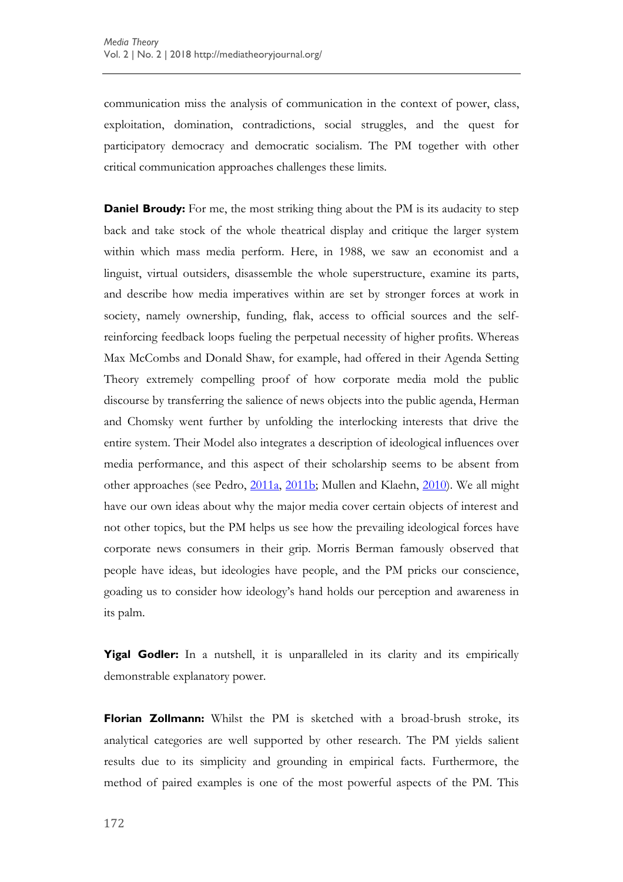communication miss the analysis of communication in the context of power, class, exploitation, domination, contradictions, social struggles, and the quest for participatory democracy and democratic socialism. The PM together with other critical communication approaches challenges these limits.

**Daniel Broudy:** For me, the most striking thing about the PM is its audacity to step back and take stock of the whole theatrical display and critique the larger system within which mass media perform. Here, in 1988, we saw an economist and a linguist, virtual outsiders, disassemble the whole superstructure, examine its parts, and describe how media imperatives within are set by stronger forces at work in society, namely ownership, funding, flak, access to official sources and the self-reinforcing feedback loops fueling the perpetual necessity of higher profits. Whereas Max McCombs and Donald Shaw, for example, had offered in their Agenda Setting Theory extremely compelling proof of how corporate media mold the public discourse by transferring the salience of news objects into the public agenda, Herman and Chomsky went further by unfolding the interlocking interests that drive the entire system. Their Model also integrates a description of ideological influences over media performance, and this aspect of their scholarship seems to be absent from other approaches (see Pedro, 2011a, 2011b; Mullen and Klaehn, 2010). We all might have our own ideas about why the major media cover certain objects of interest and not other topics, but the PM helps us see how the prevailing ideological forces have corporate news consumers in their grip. Morris Berman famously observed that people have ideas, but ideologies have people, and the PM pricks our conscience, goading us to consider how ideology's hand holds our perception and awareness in its palm.

**Yigal Godler:** In a nutshell, it is unparalleled in its clarity and its empirically demonstrable explanatory power.

**Florian Zollmann:** Whilst the PM is sketched with a broad-brush stroke, its analytical categories are well supported by other research. The PM yields salient results due to its simplicity and grounding in empirical facts. Furthermore, the method of paired examples is one of the most powerful aspects of the PM. This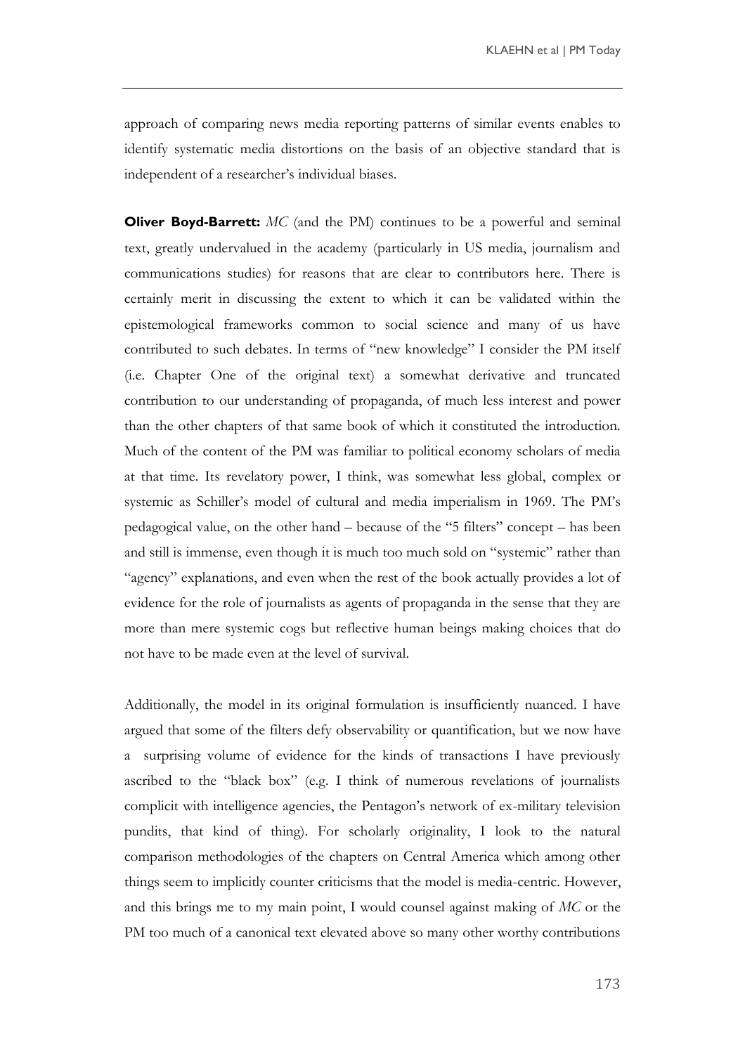approach of comparing news media reporting patterns of similar events enables to identify systematic media distortions on the basis of an objective standard that is independent of a researcher's individual biases.

**Oliver Boyd-Barrett:** *MC* (and the PM) continues to be a powerful and seminal text, greatly undervalued in the academy (particularly in US media, journalism and communications studies) for reasons that are clear to contributors here. There is certainly merit in discussing the extent to which it can be validated within the epistemological frameworks common to social science and many of us have contributed to such debates. In terms of "new knowledge" I consider the PM itself (i.e. Chapter One of the original text) a somewhat derivative and truncated contribution to our understanding of propaganda, of much less interest and power than the other chapters of that same book of which it constituted the introduction. Much of the content of the PM was familiar to political economy scholars of media at that time. Its revelatory power, I think, was somewhat less global, complex or systemic as Schiller's model of cultural and media imperialism in 1969. The PM's pedagogical value, on the other hand – because of the "5 filters" concept – has been and still is immense, even though it is much too much sold on "systemic" rather than "agency" explanations, and even when the rest of the book actually provides a lot of evidence for the role of journalists as agents of propaganda in the sense that they are more than mere systemic cogs but reflective human beings making choices that do not have to be made even at the level of survival.

Additionally, the model in its original formulation is insufficiently nuanced. I have argued that some of the filters defy observability or quantification, but we now have a surprising volume of evidence for the kinds of transactions I have previously ascribed to the "black box" (e.g. I think of numerous revelations of journalists complicit with intelligence agencies, the Pentagon's network of ex-military television pundits, that kind of thing). For scholarly originality, I look to the natural comparison methodologies of the chapters on Central America which among other things seem to implicitly counter criticisms that the model is media-centric. However, and this brings me to my main point, I would counsel against making of *MC* or the PM too much of a canonical text elevated above so many other worthy contributions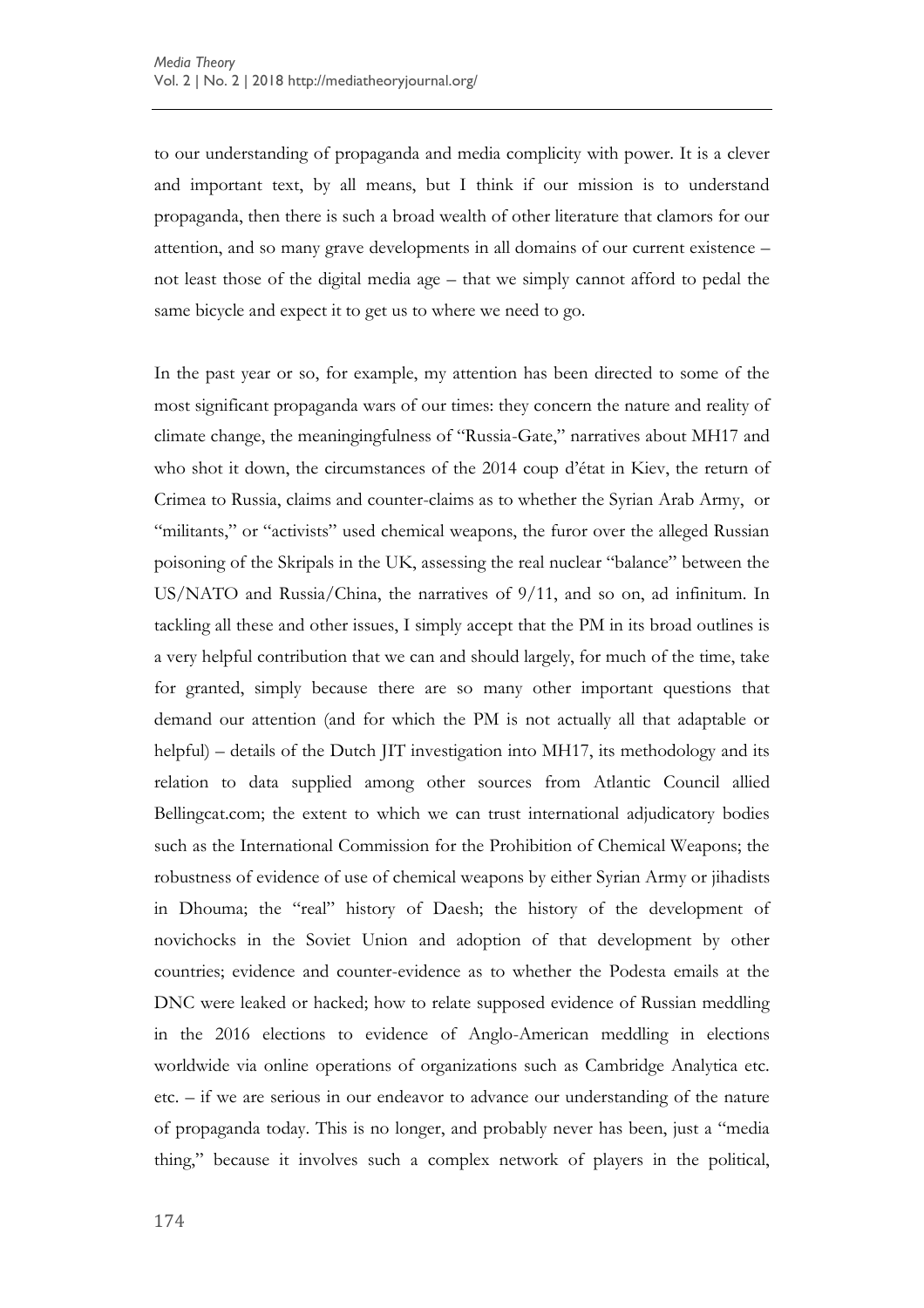to our understanding of propaganda and media complicity with power. It is a clever and important text, by all means, but I think if our mission is to understand propaganda, then there is such a broad wealth of other literature that clamors for our attention, and so many grave developments in all domains of our current existence – not least those of the digital media age – that we simply cannot afford to pedal the same bicycle and expect it to get us to where we need to go.

In the past year or so, for example, my attention has been directed to some of the most significant propaganda wars of our times: they concern the nature and reality of climate change, the meaningingfulness of "Russia-Gate," narratives about MH17 and who shot it down, the circumstances of the 2014 coup d'état in Kiev, the return of Crimea to Russia, claims and counter-claims as to whether the Syrian Arab Army, or "militants," or "activists" used chemical weapons, the furor over the alleged Russian poisoning of the Skripals in the UK, assessing the real nuclear "balance" between the US/NATO and Russia/China, the narratives of 9/11, and so on, ad infinitum. In tackling all these and other issues, I simply accept that the PM in its broad outlines is a very helpful contribution that we can and should largely, for much of the time, take for granted, simply because there are so many other important questions that demand our attention (and for which the PM is not actually all that adaptable or helpful) – details of the Dutch JIT investigation into MH17, its methodology and its relation to data supplied among other sources from Atlantic Council allied Bellingcat.com; the extent to which we can trust international adjudicatory bodies such as the International Commission for the Prohibition of Chemical Weapons; the robustness of evidence of use of chemical weapons by either Syrian Army or jihadists in Dhouma; the "real" history of Daesh; the history of the development of novichocks in the Soviet Union and adoption of that development by other countries; evidence and counter-evidence as to whether the Podesta emails at the DNC were leaked or hacked; how to relate supposed evidence of Russian meddling in the 2016 elections to evidence of Anglo-American meddling in elections worldwide via online operations of organizations such as Cambridge Analytica etc. etc. – if we are serious in our endeavor to advance our understanding of the nature of propaganda today. This is no longer, and probably never has been, just a "media thing," because it involves such a complex network of players in the political,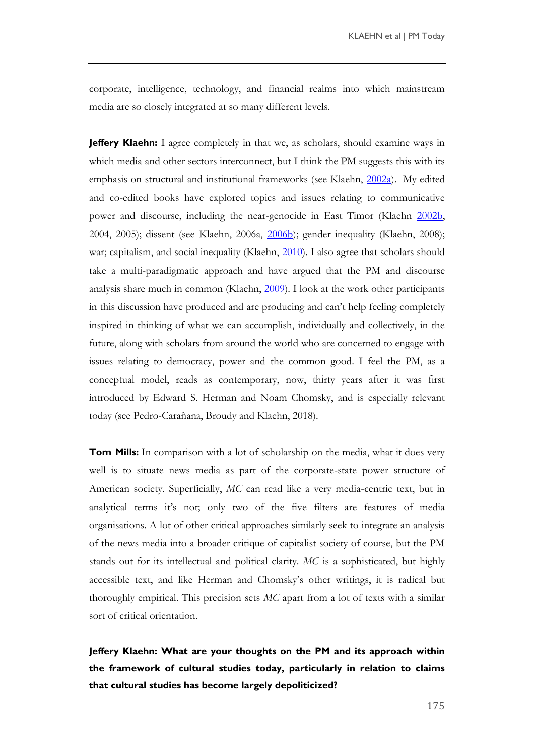corporate, intelligence, technology, and financial realms into which mainstream media are so closely integrated at so many different levels.

**Jeffery Klaehn:** I agree completely in that we, as scholars, should examine ways in which media and other sectors interconnect, but I think the PM suggests this with its emphasis on structural and institutional frameworks (see Klaehn, 2002a). My edited and co-edited books have explored topics and issues relating to communicative power and discourse, including the near-genocide in East Timor (Klaehn 2002b, 2004, 2005); dissent (see Klaehn, 2006a, 2006b); gender inequality (Klaehn, 2008); war; capitalism, and social inequality (Klaehn, 2010). I also agree that scholars should take a multi-paradigmatic approach and have argued that the PM and discourse analysis share much in common (Klaehn, 2009). I look at the work other participants in this discussion have produced and are producing and can't help feeling completely inspired in thinking of what we can accomplish, individually and collectively, in the future, along with scholars from around the world who are concerned to engage with issues relating to democracy, power and the common good. I feel the PM, as a conceptual model, reads as contemporary, now, thirty years after it was first introduced by Edward S. Herman and Noam Chomsky, and is especially relevant today (see Pedro-Carañana, Broudy and Klaehn, 2018).

**Tom Mills:** In comparison with a lot of scholarship on the media, what it does very well is to situate news media as part of the corporate-state power structure of American society. Superficially, *MC* can read like a very media-centric text, but in analytical terms it's not; only two of the five filters are features of media organisations. A lot of other critical approaches similarly seek to integrate an analysis of the news media into a broader critique of capitalist society of course, but the PM stands out for its intellectual and political clarity. *MC* is a sophisticated, but highly accessible text, and like Herman and Chomsky's other writings, it is radical but thoroughly empirical. This precision sets *MC* apart from a lot of texts with a similar sort of critical orientation.

**Jeffery Klaehn: What are your thoughts on the PM and its approach within the framework of cultural studies today, particularly in relation to claims that cultural studies has become largely depoliticized?**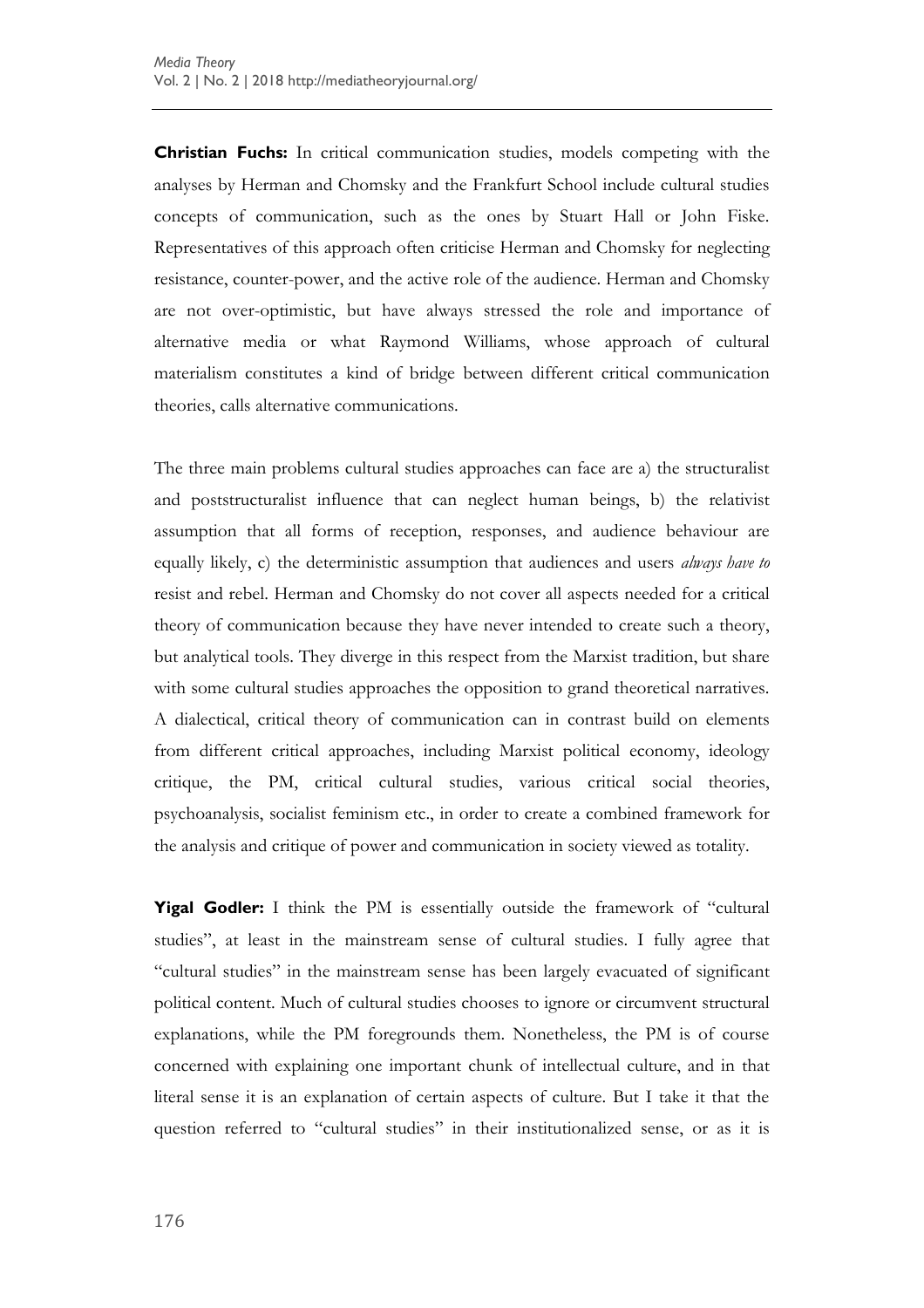**Christian Fuchs:** In critical communication studies, models competing with the analyses by Herman and Chomsky and the Frankfurt School include cultural studies concepts of communication, such as the ones by Stuart Hall or John Fiske. Representatives of this approach often criticise Herman and Chomsky for neglecting resistance, counter-power, and the active role of the audience. Herman and Chomsky are not over-optimistic, but have always stressed the role and importance of alternative media or what Raymond Williams, whose approach of cultural materialism constitutes a kind of bridge between different critical communication theories, calls alternative communications.

The three main problems cultural studies approaches can face are a) the structuralist and poststructuralist influence that can neglect human beings, b) the relativist assumption that all forms of reception, responses, and audience behaviour are equally likely, c) the deterministic assumption that audiences and users *always have to* resist and rebel. Herman and Chomsky do not cover all aspects needed for a critical theory of communication because they have never intended to create such a theory, but analytical tools. They diverge in this respect from the Marxist tradition, but share with some cultural studies approaches the opposition to grand theoretical narratives. A dialectical, critical theory of communication can in contrast build on elements from different critical approaches, including Marxist political economy, ideology critique, the PM, critical cultural studies, various critical social theories, psychoanalysis, socialist feminism etc., in order to create a combined framework for the analysis and critique of power and communication in society viewed as totality.

**Yigal Godler:** I think the PM is essentially outside the framework of "cultural studies", at least in the mainstream sense of cultural studies. I fully agree that "cultural studies" in the mainstream sense has been largely evacuated of significant political content. Much of cultural studies chooses to ignore or circumvent structural explanations, while the PM foregrounds them. Nonetheless, the PM is of course concerned with explaining one important chunk of intellectual culture, and in that literal sense it is an explanation of certain aspects of culture. But I take it that the question referred to "cultural studies" in their institutionalized sense, or as it is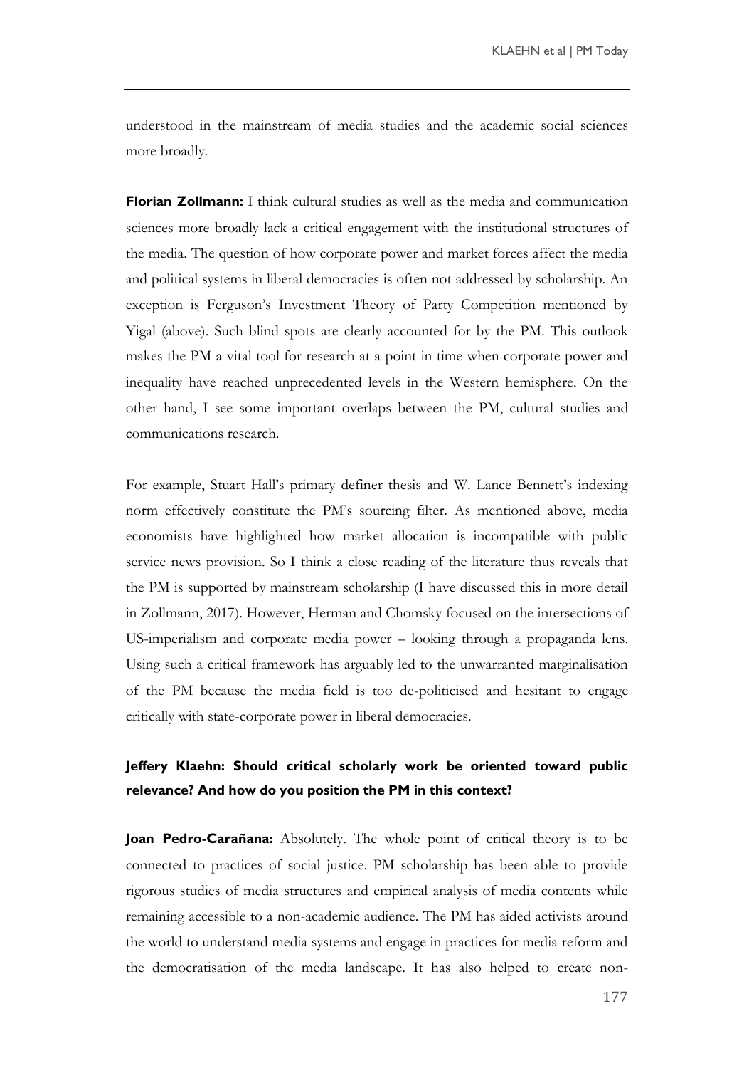understood in the mainstream of media studies and the academic social sciences more broadly.

**Florian Zollmann:** I think cultural studies as well as the media and communication sciences more broadly lack a critical engagement with the institutional structures of the media. The question of how corporate power and market forces affect the media and political systems in liberal democracies is often not addressed by scholarship. An exception is Ferguson's Investment Theory of Party Competition mentioned by Yigal (above). Such blind spots are clearly accounted for by the PM. This outlook makes the PM a vital tool for research at a point in time when corporate power and inequality have reached unprecedented levels in the Western hemisphere. On the other hand, I see some important overlaps between the PM, cultural studies and communications research.

For example, Stuart Hall's primary definer thesis and W. Lance Bennett's indexing norm effectively constitute the PM's sourcing filter. As mentioned above, media economists have highlighted how market allocation is incompatible with public service news provision. So I think a close reading of the literature thus reveals that the PM is supported by mainstream scholarship (I have discussed this in more detail in Zollmann, 2017). However, Herman and Chomsky focused on the intersections of US-imperialism and corporate media power – looking through a propaganda lens. Using such a critical framework has arguably led to the unwarranted marginalisation of the PM because the media field is too de-politicised and hesitant to engage critically with state-corporate power in liberal democracies.

**Jeffery Klaehn: Should critical scholarly work be oriented toward public relevance? And how do you position the PM in this context?**

**Joan Pedro-Carañana:** Absolutely. The whole point of critical theory is to be connected to practices of social justice. PM scholarship has been able to provide rigorous studies of media structures and empirical analysis of media contents while remaining accessible to a non-academic audience. The PM has aided activists around the world to understand media systems and engage in practices for media reform and the democratisation of the media landscape. It has also helped to create non-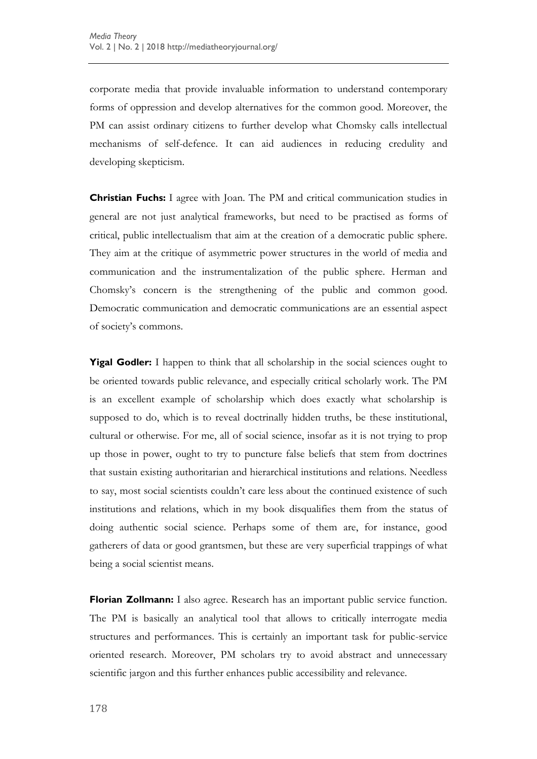corporate media that provide invaluable information to understand contemporary forms of oppression and develop alternatives for the common good. Moreover, the PM can assist ordinary citizens to further develop what Chomsky calls intellectual mechanisms of self-defence. It can aid audiences in reducing credulity and developing skepticism.

**Christian Fuchs:** I agree with Joan. The PM and critical communication studies in general are not just analytical frameworks, but need to be practised as forms of critical, public intellectualism that aim at the creation of a democratic public sphere. They aim at the critique of asymmetric power structures in the world of media and communication and the instrumentalization of the public sphere. Herman and Chomsky's concern is the strengthening of the public and common good. Democratic communication and democratic communications are an essential aspect of society's commons.

**Yigal Godler:** I happen to think that all scholarship in the social sciences ought to be oriented towards public relevance, and especially critical scholarly work. The PM is an excellent example of scholarship which does exactly what scholarship is supposed to do, which is to reveal doctrinally hidden truths, be these institutional, cultural or otherwise. For me, all of social science, insofar as it is not trying to prop up those in power, ought to try to puncture false beliefs that stem from doctrines that sustain existing authoritarian and hierarchical institutions and relations. Needless to say, most social scientists couldn't care less about the continued existence of such institutions and relations, which in my book disqualifies them from the status of doing authentic social science. Perhaps some of them are, for instance, good gatherers of data or good grantsmen, but these are very superficial trappings of what being a social scientist means.

**Florian Zollmann:** I also agree. Research has an important public service function. The PM is basically an analytical tool that allows to critically interrogate media structures and performances. This is certainly an important task for public-service oriented research. Moreover, PM scholars try to avoid abstract and unnecessary scientific jargon and this further enhances public accessibility and relevance.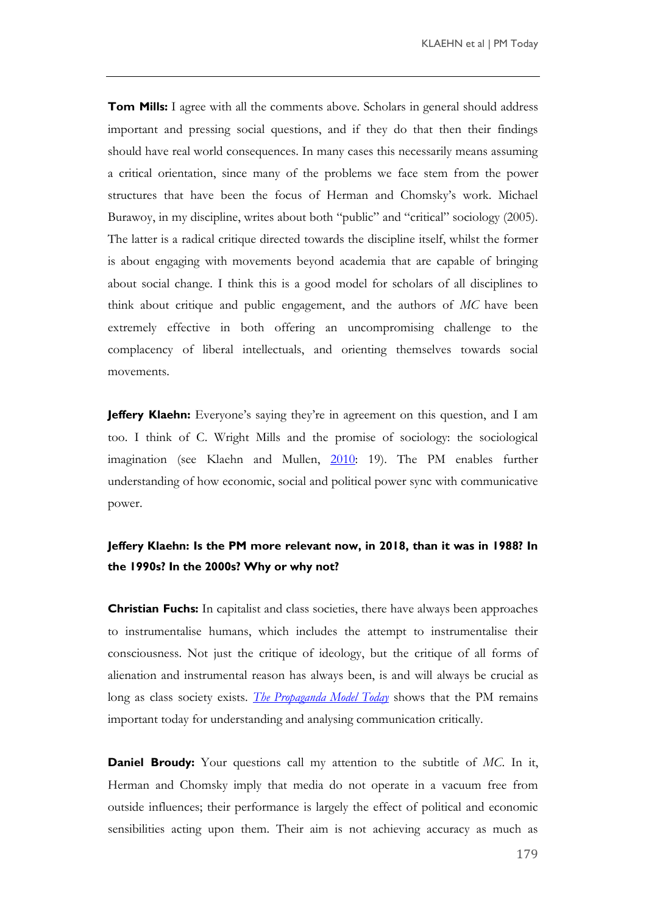**Tom Mills:** I agree with all the comments above. Scholars in general should address important and pressing social questions, and if they do that then their findings should have real world consequences. In many cases this necessarily means assuming a critical orientation, since many of the problems we face stem from the power structures that have been the focus of Herman and Chomsky's work. Michael Burawoy, in my discipline, writes about both "public" and "critical" sociology (2005). The latter is a radical critique directed towards the discipline itself, whilst the former is about engaging with movements beyond academia that are capable of bringing about social change. I think this is a good model for scholars of all disciplines to think about critique and public engagement, and the authors of *MC* have been extremely effective in both offering an uncompromising challenge to the complacency of liberal intellectuals, and orienting themselves towards social movements.

**Jeffery Klaehn:** Everyone's saying they're in agreement on this question, and I am too. I think of C. Wright Mills and the promise of sociology: the sociological imagination (see Klaehn and Mullen, 2010: 19). The PM enables further understanding of how economic, social and political power sync with communicative power.

**Jeffery Klaehn: Is the PM more relevant now, in 2018, than it was in 1988? In the 1990s? In the 2000s? Why or why not?**

**Christian Fuchs:** In capitalist and class societies, there have always been approaches to instrumentalise humans, which includes the attempt to instrumentalise their consciousness. Not just the critique of ideology, but the critique of all forms of alienation and instrumental reason has always been, is and will always be crucial as long as class society exists. *The Propaganda Model Today* shows that the PM remains important today for understanding and analysing communication critically.

**Daniel Broudy:** Your questions call my attention to the subtitle of *MC*. In it, Herman and Chomsky imply that media do not operate in a vacuum free from outside influences; their performance is largely the effect of political and economic sensibilities acting upon them. Their aim is not achieving accuracy as much as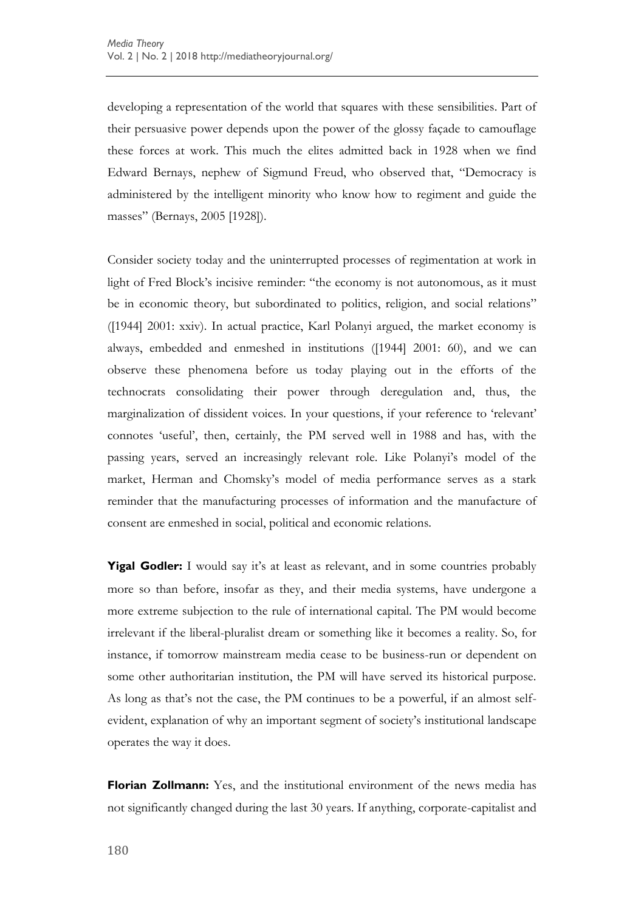developing a representation of the world that squares with these sensibilities. Part of their persuasive power depends upon the power of the glossy façade to camouflage these forces at work. This much the elites admitted back in 1928 when we find Edward Bernays, nephew of Sigmund Freud, who observed that, "Democracy is administered by the intelligent minority who know how to regiment and guide the masses" (Bernays, 2005 [1928]).

Consider society today and the uninterrupted processes of regimentation at work in light of Fred Block's incisive reminder: "the economy is not autonomous, as it must be in economic theory, but subordinated to politics, religion, and social relations" ([1944] 2001: xxiv). In actual practice, Karl Polanyi argued, the market economy is always, embedded and enmeshed in institutions ([1944] 2001: 60), and we can observe these phenomena before us today playing out in the efforts of the technocrats consolidating their power through deregulation and, thus, the marginalization of dissident voices. In your questions, if your reference to 'relevant' connotes 'useful', then, certainly, the PM served well in 1988 and has, with the passing years, served an increasingly relevant role. Like Polanyi's model of the market, Herman and Chomsky's model of media performance serves as a stark reminder that the manufacturing processes of information and the manufacture of consent are enmeshed in social, political and economic relations.

**Yigal Godler:** I would say it's at least as relevant, and in some countries probably more so than before, insofar as they, and their media systems, have undergone a more extreme subjection to the rule of international capital. The PM would become irrelevant if the liberal-pluralist dream or something like it becomes a reality. So, for instance, if tomorrow mainstream media cease to be business-run or dependent on some other authoritarian institution, the PM will have served its historical purpose. As long as that's not the case, the PM continues to be a powerful, if an almost self-evident, explanation of why an important segment of society's institutional landscape operates the way it does.

**Florian Zollmann:** Yes, and the institutional environment of the news media has not significantly changed during the last 30 years. If anything, corporate-capitalist and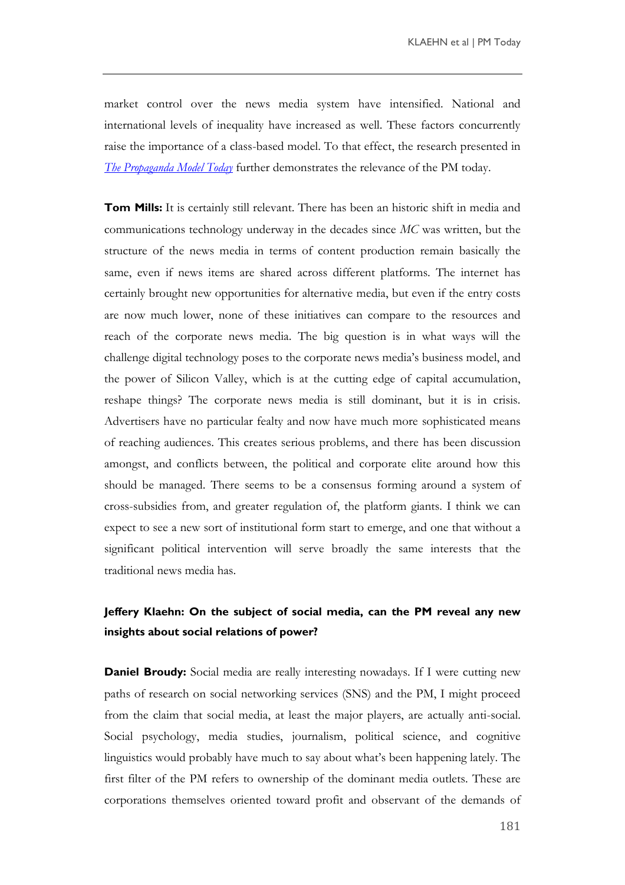market control over the news media system have intensified. National and international levels of inequality have increased as well. These factors concurrently raise the importance of a class-based model. To that effect, the research presented in *The Propaganda Model Today* further demonstrates the relevance of the PM today.

**Tom Mills:** It is certainly still relevant. There has been an historic shift in media and communications technology underway in the decades since *MC* was written, but the structure of the news media in terms of content production remain basically the same, even if news items are shared across different platforms. The internet has certainly brought new opportunities for alternative media, but even if the entry costs are now much lower, none of these initiatives can compare to the resources and reach of the corporate news media. The big question is in what ways will the challenge digital technology poses to the corporate news media's business model, and the power of Silicon Valley, which is at the cutting edge of capital accumulation, reshape things? The corporate news media is still dominant, but it is in crisis. Advertisers have no particular fealty and now have much more sophisticated means of reaching audiences. This creates serious problems, and there has been discussion amongst, and conflicts between, the political and corporate elite around how this should be managed. There seems to be a consensus forming around a system of cross-subsidies from, and greater regulation of, the platform giants. I think we can expect to see a new sort of institutional form start to emerge, and one that without a significant political intervention will serve broadly the same interests that the traditional news media has.

**Jeffery Klaehn: On the subject of social media, can the PM reveal any new insights about social relations of power?**

**Daniel Broudy:** Social media are really interesting nowadays. If I were cutting new paths of research on social networking services (SNS) and the PM, I might proceed from the claim that social media, at least the major players, are actually anti-social. Social psychology, media studies, journalism, political science, and cognitive linguistics would probably have much to say about what's been happening lately. The first filter of the PM refers to ownership of the dominant media outlets. These are corporations themselves oriented toward profit and observant of the demands of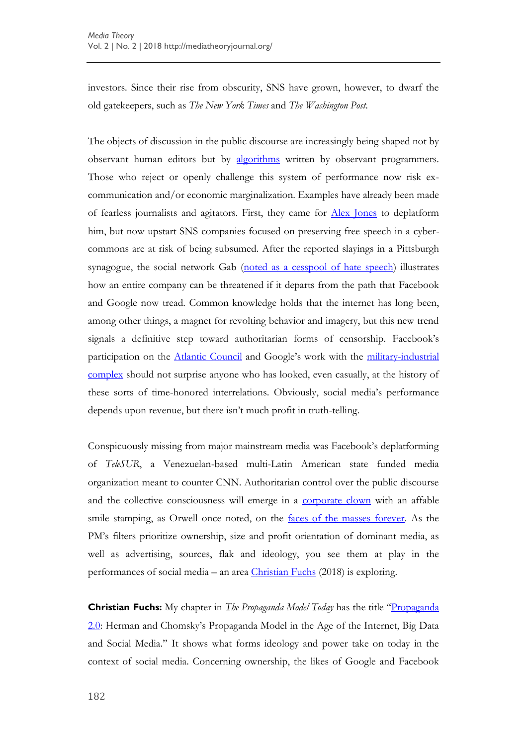investors. Since their rise from obscurity, SNS have grown, however, to dwarf the old gatekeepers, such as *The New York Times* and *The Washington Post*.

The objects of discussion in the public discourse are increasingly being shaped not by observant human editors but by algorithms written by observant programmers. Those who reject or openly challenge this system of performance now risk ex-communication and/or economic marginalization. Examples have already been made of fearless journalists and agitators. First, they came for Alex Jones to deplatform him, but now upstart SNS companies focused on preserving free speech in a cyber-commons are at risk of being subsumed. After the reported slayings in a Pittsburgh synagogue, the social network Gab (noted as a cesspool of hate speech) illustrates how an entire company can be threatened if it departs from the path that Facebook and Google now tread. Common knowledge holds that the internet has long been, among other things, a magnet for revolting behavior and imagery, but this new trend signals a definitive step toward authoritarian forms of censorship. Facebook's participation on the Atlantic Council and Google's work with the military-industrial complex should not surprise anyone who has looked, even casually, at the history of these sorts of time-honored interrelations. Obviously, social media's performance depends upon revenue, but there isn't much profit in truth-telling.

Conspicuously missing from major mainstream media was Facebook's deplatforming of *TeleSUR*, a Venezuelan-based multi-Latin American state funded media organization meant to counter CNN. Authoritarian control over the public discourse and the collective consciousness will emerge in a corporate clown with an affable smile stamping, as Orwell once noted, on the faces of the masses forever. As the PM's filters prioritize ownership, size and profit orientation of dominant media, as well as advertising, sources, flak and ideology, you see them at play in the performances of social media – an area Christian Fuchs (2018) is exploring.

**Christian Fuchs:** My chapter in *The Propaganda Model Today* has the title "Propaganda 2.0: Herman and Chomsky's Propaganda Model in the Age of the Internet, Big Data and Social Media." It shows what forms ideology and power take on today in the context of social media. Concerning ownership, the likes of Google and Facebook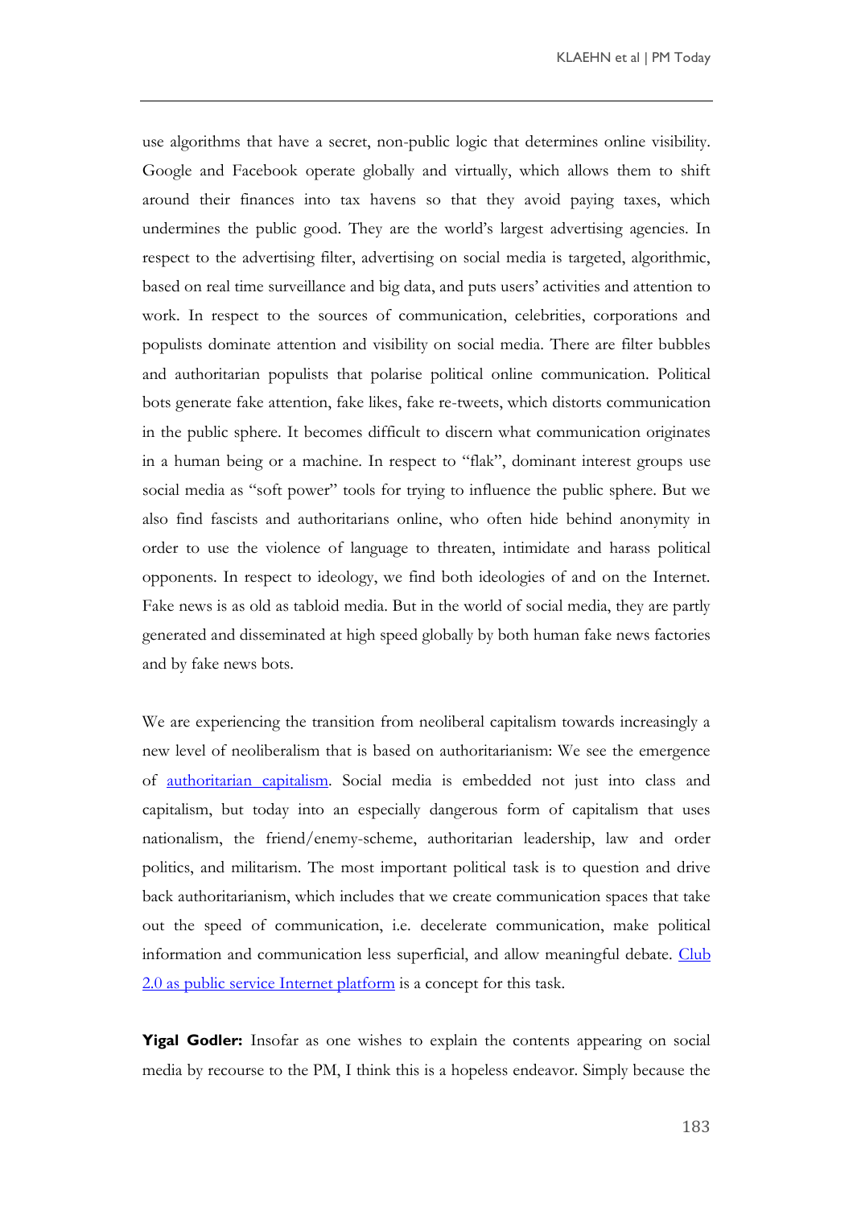use algorithms that have a secret, non-public logic that determines online visibility. Google and Facebook operate globally and virtually, which allows them to shift around their finances into tax havens so that they avoid paying taxes, which undermines the public good. They are the world's largest advertising agencies. In respect to the advertising filter, advertising on social media is targeted, algorithmic, based on real time surveillance and big data, and puts users' activities and attention to work. In respect to the sources of communication, celebrities, corporations and populists dominate attention and visibility on social media. There are filter bubbles and authoritarian populists that polarise political online communication. Political bots generate fake attention, fake likes, fake re-tweets, which distorts communication in the public sphere. It becomes difficult to discern what communication originates in a human being or a machine. In respect to "flak", dominant interest groups use social media as "soft power" tools for trying to influence the public sphere. But we also find fascists and authoritarians online, who often hide behind anonymity in order to use the violence of language to threaten, intimidate and harass political opponents. In respect to ideology, we find both ideologies of and on the Internet. Fake news is as old as tabloid media. But in the world of social media, they are partly generated and disseminated at high speed globally by both human fake news factories and by fake news bots.

We are experiencing the transition from neoliberal capitalism towards increasingly a new level of neoliberalism that is based on authoritarianism: We see the emergence of authoritarian capitalism. Social media is embedded not just into class and capitalism, but today into an especially dangerous form of capitalism that uses nationalism, the friend/enemy-scheme, authoritarian leadership, law and order politics, and militarism. The most important political task is to question and drive back authoritarianism, which includes that we create communication spaces that take out the speed of communication, i.e. decelerate communication, make political information and communication less superficial, and allow meaningful debate. Club 2.0 as public service Internet platform is a concept for this task.

**Yigal Godler:** Insofar as one wishes to explain the contents appearing on social media by recourse to the PM, I think this is a hopeless endeavor. Simply because the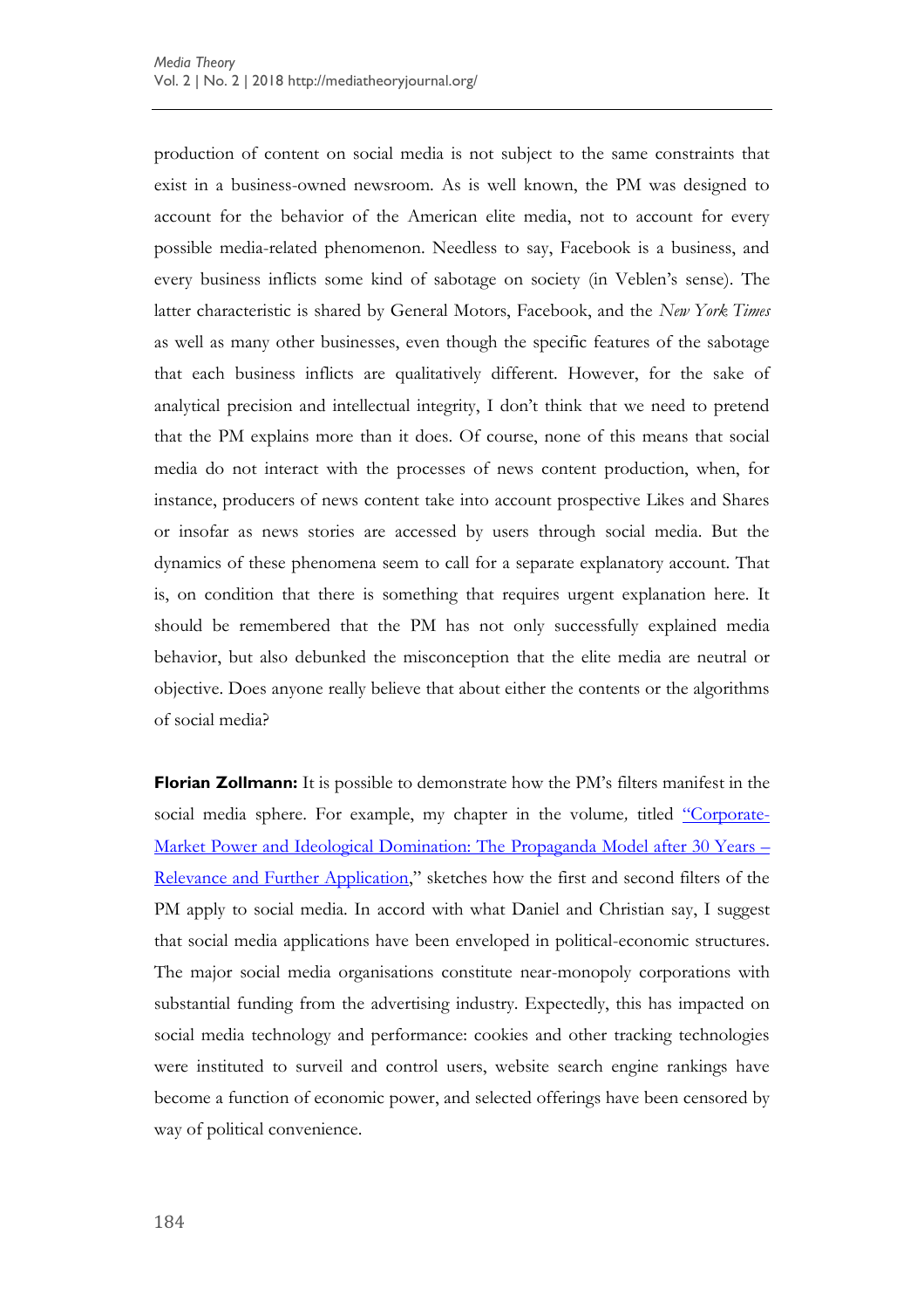production of content on social media is not subject to the same constraints that exist in a business-owned newsroom. As is well known, the PM was designed to account for the behavior of the American elite media, not to account for every possible media-related phenomenon. Needless to say, Facebook is a business, and every business inflicts some kind of sabotage on society (in Veblen's sense). The latter characteristic is shared by General Motors, Facebook, and the *New York Times* as well as many other businesses, even though the specific features of the sabotage that each business inflicts are qualitatively different. However, for the sake of analytical precision and intellectual integrity, I don't think that we need to pretend that the PM explains more than it does. Of course, none of this means that social media do not interact with the processes of news content production, when, for instance, producers of news content take into account prospective Likes and Shares or insofar as news stories are accessed by users through social media. But the dynamics of these phenomena seem to call for a separate explanatory account. That is, on condition that there is something that requires urgent explanation here. It should be remembered that the PM has not only successfully explained media behavior, but also debunked the misconception that the elite media are neutral or objective. Does anyone really believe that about either the contents or the algorithms of social media?

**Florian Zollmann:** It is possible to demonstrate how the PM's filters manifest in the social media sphere. For example, my chapter in the volume*,* titled "Corporate-Market Power and Ideological Domination: The Propaganda Model after 30 Years – Relevance and Further Application," sketches how the first and second filters of the PM apply to social media. In accord with what Daniel and Christian say, I suggest that social media applications have been enveloped in political-economic structures. The major social media organisations constitute near-monopoly corporations with substantial funding from the advertising industry. Expectedly, this has impacted on social media technology and performance: cookies and other tracking technologies were instituted to surveil and control users, website search engine rankings have become a function of economic power, and selected offerings have been censored by way of political convenience.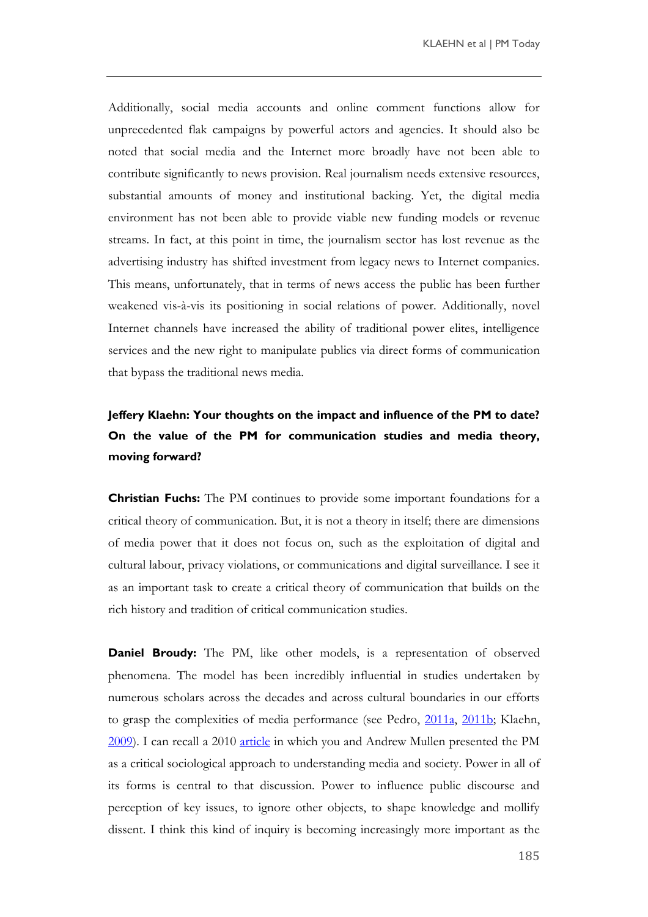Additionally, social media accounts and online comment functions allow for unprecedented flak campaigns by powerful actors and agencies. It should also be noted that social media and the Internet more broadly have not been able to contribute significantly to news provision. Real journalism needs extensive resources, substantial amounts of money and institutional backing. Yet, the digital media environment has not been able to provide viable new funding models or revenue streams. In fact, at this point in time, the journalism sector has lost revenue as the advertising industry has shifted investment from legacy news to Internet companies. This means, unfortunately, that in terms of news access the public has been further weakened vis-à-vis its positioning in social relations of power. Additionally, novel Internet channels have increased the ability of traditional power elites, intelligence services and the new right to manipulate publics via direct forms of communication that bypass the traditional news media.

**Jeffery Klaehn: Your thoughts on the impact and influence of the PM to date? On the value of the PM for communication studies and media theory, moving forward?**

**Christian Fuchs:** The PM continues to provide some important foundations for a critical theory of communication. But, it is not a theory in itself; there are dimensions of media power that it does not focus on, such as the exploitation of digital and cultural labour, privacy violations, or communications and digital surveillance. I see it as an important task to create a critical theory of communication that builds on the rich history and tradition of critical communication studies.

**Daniel Broudy:** The PM, like other models, is a representation of observed phenomena. The model has been incredibly influential in studies undertaken by numerous scholars across the decades and across cultural boundaries in our efforts to grasp the complexities of media performance (see Pedro, 2011a, 2011b; Klaehn, 2009). I can recall a 2010 article in which you and Andrew Mullen presented the PM as a critical sociological approach to understanding media and society. Power in all of its forms is central to that discussion. Power to influence public discourse and perception of key issues, to ignore other objects, to shape knowledge and mollify dissent. I think this kind of inquiry is becoming increasingly more important as the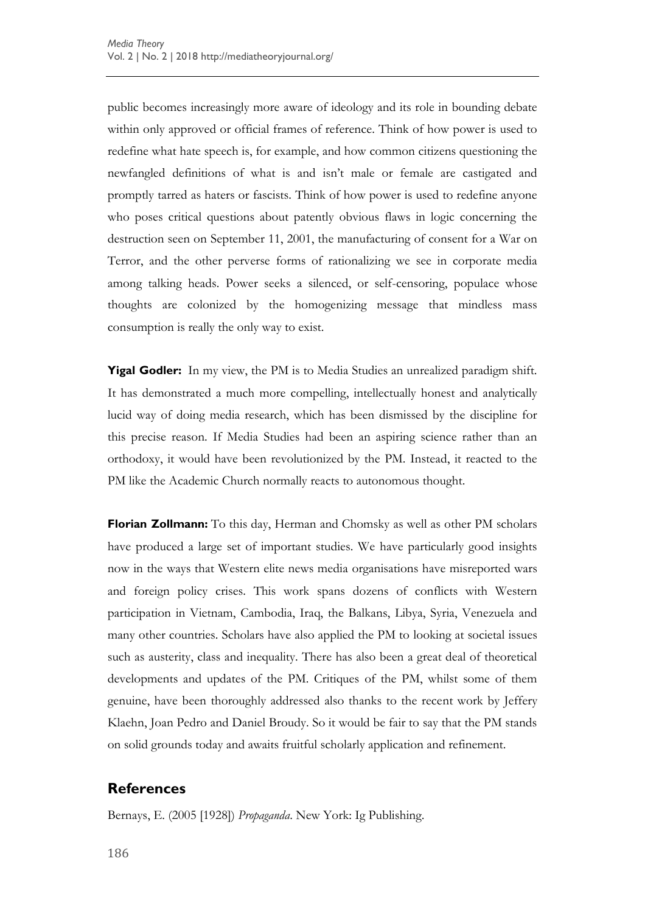public becomes increasingly more aware of ideology and its role in bounding debate within only approved or official frames of reference. Think of how power is used to redefine what hate speech is, for example, and how common citizens questioning the newfangled definitions of what is and isn't male or female are castigated and promptly tarred as haters or fascists. Think of how power is used to redefine anyone who poses critical questions about patently obvious flaws in logic concerning the destruction seen on September 11, 2001, the manufacturing of consent for a War on Terror, and the other perverse forms of rationalizing we see in corporate media among talking heads. Power seeks a silenced, or self-censoring, populace whose thoughts are colonized by the homogenizing message that mindless mass consumption is really the only way to exist.

**Yigal Godler:** In my view, the PM is to Media Studies an unrealized paradigm shift. It has demonstrated a much more compelling, intellectually honest and analytically lucid way of doing media research, which has been dismissed by the discipline for this precise reason. If Media Studies had been an aspiring science rather than an orthodoxy, it would have been revolutionized by the PM. Instead, it reacted to the PM like the Academic Church normally reacts to autonomous thought.

**Florian Zollmann:** To this day, Herman and Chomsky as well as other PM scholars have produced a large set of important studies. We have particularly good insights now in the ways that Western elite news media organisations have misreported wars and foreign policy crises. This work spans dozens of conflicts with Western participation in Vietnam, Cambodia, Iraq, the Balkans, Libya, Syria, Venezuela and many other countries. Scholars have also applied the PM to looking at societal issues such as austerity, class and inequality. There has also been a great deal of theoretical developments and updates of the PM. Critiques of the PM, whilst some of them genuine, have been thoroughly addressed also thanks to the recent work by Jeffery Klaehn, Joan Pedro and Daniel Broudy. So it would be fair to say that the PM stands on solid grounds today and awaits fruitful scholarly application and refinement.

## References

Bernays, E. (2005 [1928]) *Propaganda*. New York: Ig Publishing.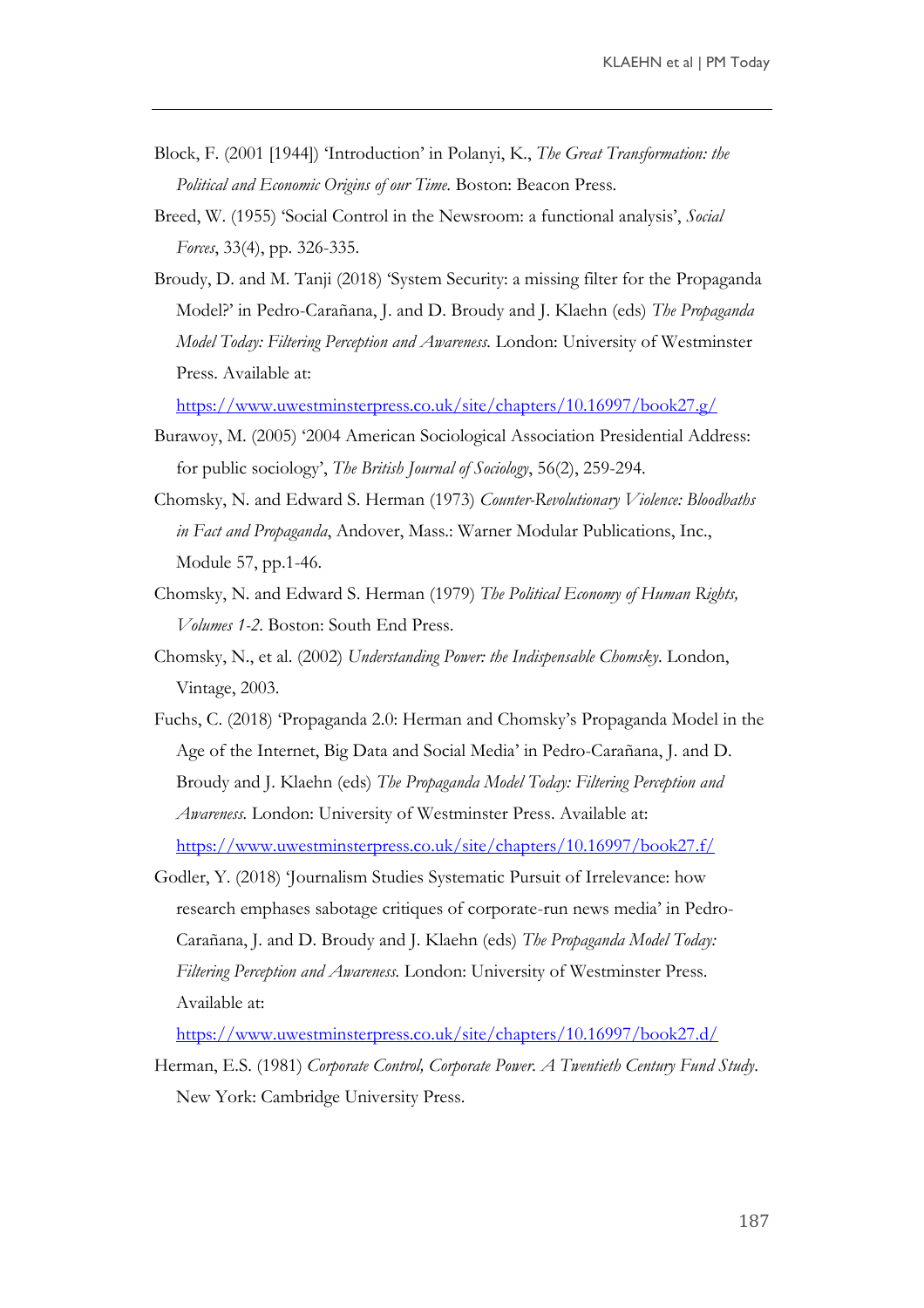Block, F. (2001 [1944]) 'Introduction' in Polanyi, K., *The Great Transformation: the Political and Economic Origins of our Time.* Boston: Beacon Press.

Breed, W. (1955) 'Social Control in the Newsroom: a functional analysis', *Social Forces*, 33(4), pp. 326-335.

Broudy, D. and M. Tanji (2018) 'System Security: a missing filter for the Propaganda Model?' in Pedro-Carañana, J. and D. Broudy and J. Klaehn (eds) *The Propaganda Model Today: Filtering Perception and Awareness.* London: University of Westminster Press. Available at: https://www.uwestminsterpress.co.uk/site/chapters/10.16997/book27.g/

Burawoy, M. (2005) '2004 American Sociological Association Presidential Address: for public sociology', *The British Journal of Sociology*, 56(2), 259-294.

Chomsky, N. and Edward S. Herman (1973) *Counter-Revolutionary Violence: Bloodbaths in Fact and Propaganda*, Andover, Mass.: Warner Modular Publications, Inc., Module 57, pp.1-46.

Chomsky, N. and Edward S. Herman (1979) *The Political Economy of Human Rights, Volumes 1-2*. Boston: South End Press.

Chomsky, N., et al. (2002) *Understanding Power: the Indispensable Chomsky*. London, Vintage, 2003.

Fuchs, C. (2018) 'Propaganda 2.0: Herman and Chomsky's Propaganda Model in the Age of the Internet, Big Data and Social Media' in Pedro-Carañana, J. and D. Broudy and J. Klaehn (eds) *The Propaganda Model Today: Filtering Perception and Awareness.* London: University of Westminster Press. Available at: https://www.uwestminsterpress.co.uk/site/chapters/10.16997/book27.f/

Godler, Y. (2018) 'Journalism Studies Systematic Pursuit of Irrelevance: how research emphases sabotage critiques of corporate-run news media' in Pedro-Carañana, J. and D. Broudy and J. Klaehn (eds) *The Propaganda Model Today: Filtering Perception and Awareness.* London: University of Westminster Press. Available at: https://www.uwestminsterpress.co.uk/site/chapters/10.16997/book27.d/

Herman, E.S. (1981) *Corporate Control, Corporate Power. A Twentieth Century Fund Study.* New York: Cambridge University Press.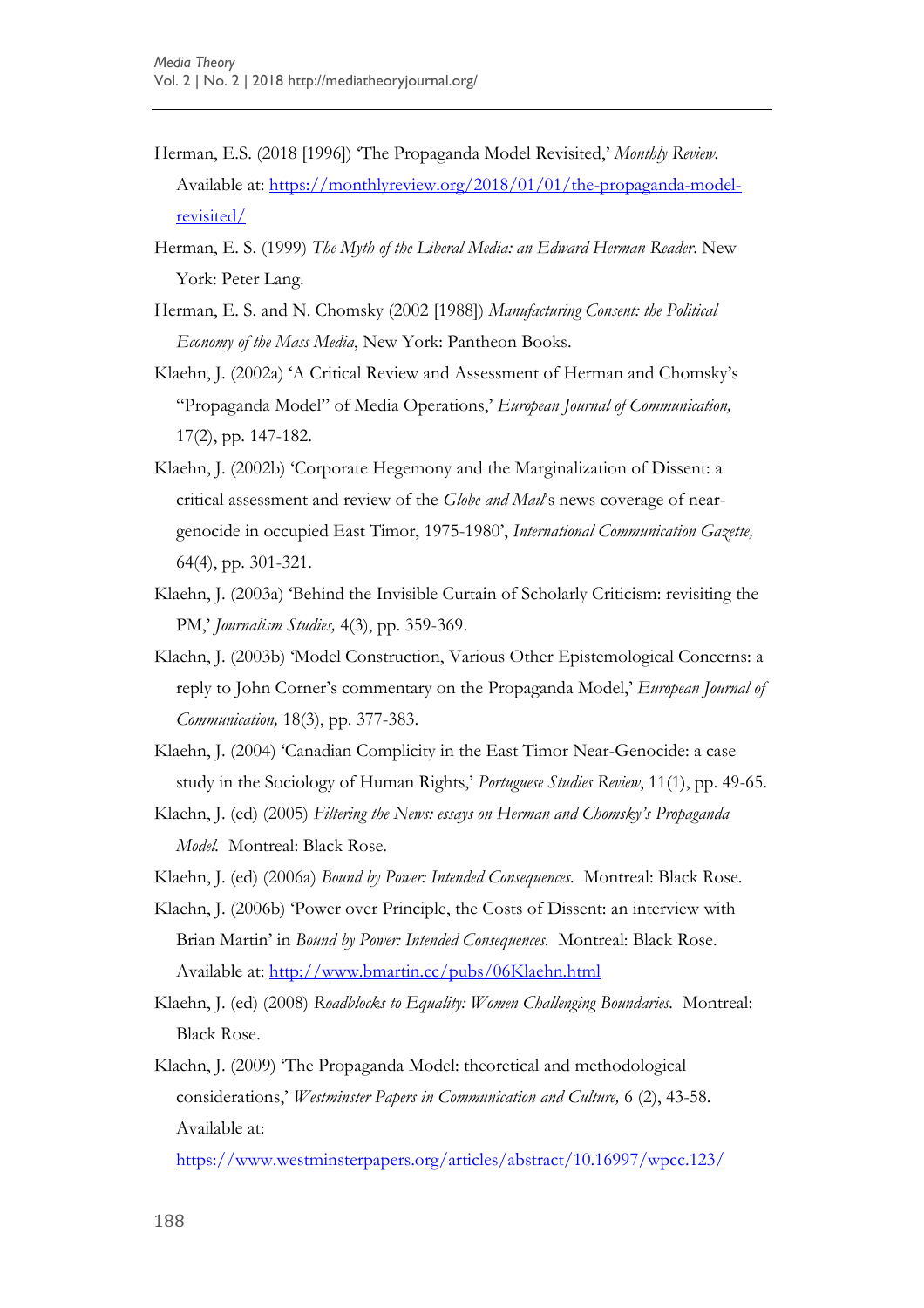Herman, E.S. (2018 [1996]) 'The Propaganda Model Revisited,' *Monthly Review*. Available at: https://monthlyreview.org/2018/01/01/the-propaganda-model-revisited/

Herman, E. S. (1999) *The Myth of the Liberal Media: an Edward Herman Reader*. New York: Peter Lang.

Herman, E. S. and N. Chomsky (2002 [1988]) *Manufacturing Consent: the Political Economy of the Mass Media*, New York: Pantheon Books.

Klaehn, J. (2002a) 'A Critical Review and Assessment of Herman and Chomsky's "Propaganda Model" of Media Operations,' *European Journal of Communication,* 17(2), pp. 147-182.

Klaehn, J. (2002b) 'Corporate Hegemony and the Marginalization of Dissent: a critical assessment and review of the *Globe and Mail*'s news coverage of near-genocide in occupied East Timor, 1975-1980', *International Communication Gazette,* 64(4), pp. 301-321.

Klaehn, J. (2003a) 'Behind the Invisible Curtain of Scholarly Criticism: revisiting the PM,' *Journalism Studies,* 4(3), pp. 359-369.

Klaehn, J. (2003b) 'Model Construction, Various Other Epistemological Concerns: a reply to John Corner's commentary on the Propaganda Model,' *European Journal of Communication,* 18(3), pp. 377-383.

Klaehn, J. (2004) 'Canadian Complicity in the East Timor Near-Genocide: a case study in the Sociology of Human Rights,' *Portuguese Studies Review*, 11(1), pp. 49-65.

Klaehn, J. (ed) (2005) *Filtering the News: essays on Herman and Chomsky's Propaganda Model.* Montreal: Black Rose.

Klaehn, J. (ed) (2006a) *Bound by Power: Intended Consequences.* Montreal: Black Rose.

Klaehn, J. (2006b) 'Power over Principle, the Costs of Dissent: an interview with Brian Martin' in *Bound by Power: Intended Consequences.* Montreal: Black Rose. Available at: http://www.bmartin.cc/pubs/06Klaehn.html

Klaehn, J. (ed) (2008) *Roadblocks to Equality: Women Challenging Boundaries.* Montreal: Black Rose.

Klaehn, J. (2009) 'The Propaganda Model: theoretical and methodological considerations,' *Westminster Papers in Communication and Culture,* 6 (2), 43-58. Available at: https://www.westminsterpapers.org/articles/abstract/10.16997/wpcc.123/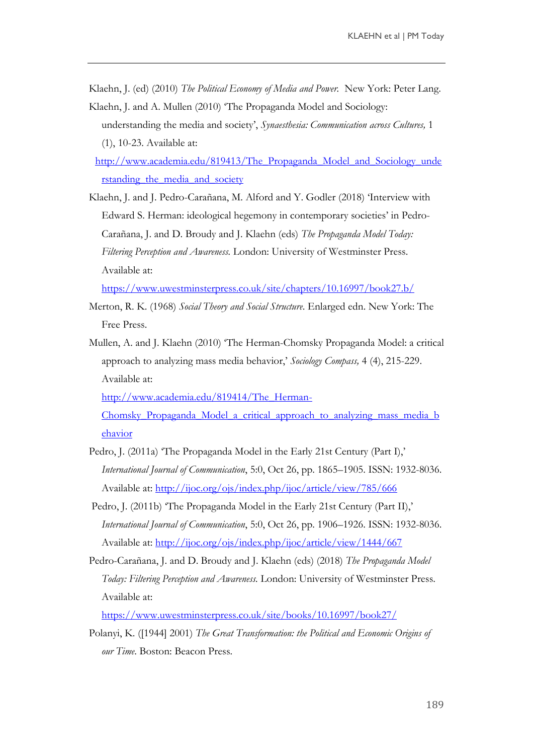Klaehn, J. (ed) (2010) *The Political Economy of Media and Power.* New York: Peter Lang.

Klaehn, J. and A. Mullen (2010) 'The Propaganda Model and Sociology: understanding the media and society', *Synaesthesia: Communication across Cultures,* 1 (1), 10-23. Available at: http://www.academia.edu/819413/The_Propaganda_Model_and_Sociology_understanding_the_media_and_society

Klaehn, J. and J. Pedro-Carañana, M. Alford and Y. Godler (2018) 'Interview with Edward S. Herman: ideological hegemony in contemporary societies' in Pedro-Carañana, J. and D. Broudy and J. Klaehn (eds) *The Propaganda Model Today: Filtering Perception and Awareness.* London: University of Westminster Press. Available at: https://www.uwestminsterpress.co.uk/site/chapters/10.16997/book27.b/

Merton, R. K. (1968) *Social Theory and Social Structure.* Enlarged edn. New York: The Free Press.

Mullen, A. and J. Klaehn (2010) 'The Herman-Chomsky Propaganda Model: a critical approach to analyzing mass media behavior,' *Sociology Compass,* 4 (4), 215-229. Available at: http://www.academia.edu/819414/The_Herman-Chomsky_Propaganda_Model_a_critical_approach_to_analyzing_mass_media_behavior

Pedro, J. (2011a) 'The Propaganda Model in the Early 21st Century (Part I),' *International Journal of Communication*, 5:0, Oct 26, pp. 1865–1905. ISSN: 1932-8036. Available at: http://ijoc.org/ojs/index.php/ijoc/article/view/785/666

Pedro, J. (2011b) 'The Propaganda Model in the Early 21st Century (Part II),' *International Journal of Communication*, 5:0, Oct 26, pp. 1906–1926. ISSN: 1932-8036. Available at: http://ijoc.org/ojs/index.php/ijoc/article/view/1444/667

Pedro-Carañana, J. and D. Broudy and J. Klaehn (eds) (2018) *The Propaganda Model Today: Filtering Perception and Awareness.* London: University of Westminster Press. Available at: https://www.uwestminsterpress.co.uk/site/books/10.16997/book27/

Polanyi, K. ([1944] 2001) *The Great Transformation: the Political and Economic Origins of our Time.* Boston: Beacon Press.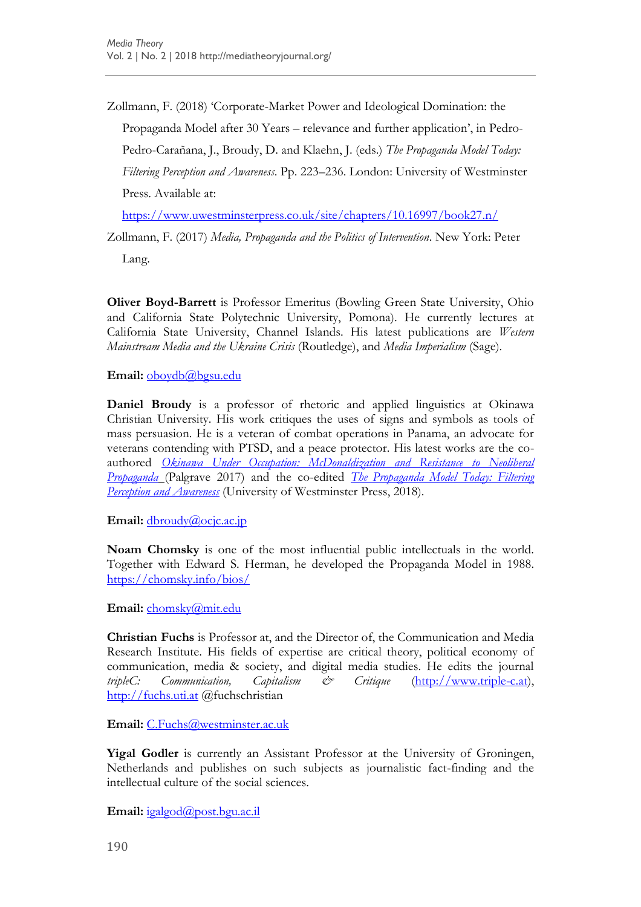Zollmann, F. (2018) 'Corporate-Market Power and Ideological Domination: the Propaganda Model after 30 Years – relevance and further application', in Pedro-Pedro-Carañana, J., Broudy, D. and Klaehn, J. (eds.) *The Propaganda Model Today: Filtering Perception and Awareness*. Pp. 223–236. London: University of Westminster Press. Available at: https://www.uwestminsterpress.co.uk/site/chapters/10.16997/book27.n/

Zollmann, F. (2017) *Media, Propaganda and the Politics of Intervention*. New York: Peter Lang.

**Oliver Boyd-Barrett** is Professor Emeritus (Bowling Green State University, Ohio and California State Polytechnic University, Pomona). He currently lectures at California State University, Channel Islands. His latest publications are *Western Mainstream Media and the Ukraine Crisis* (Routledge), and *Media Imperialism* (Sage).

**Email:** oboydb@bgsu.edu

**Daniel Broudy** is a professor of rhetoric and applied linguistics at Okinawa Christian University. His work critiques the uses of signs and symbols as tools of mass persuasion. He is a veteran of combat operations in Panama, an advocate for veterans contending with PTSD, and a peace protector. His latest works are the co-authored *Okinawa Under Occupation: McDonaldization and Resistance to Neoliberal Propaganda* (Palgrave 2017) and the co-edited *The Propaganda Model Today: Filtering Perception and Awareness* (University of Westminster Press, 2018).

**Email:** dbroudy@ocjc.ac.jp

**Noam Chomsky** is one of the most influential public intellectuals in the world. Together with Edward S. Herman, he developed the Propaganda Model in 1988. https://chomsky.info/bios/

**Email:** chomsky@mit.edu

**Christian Fuchs** is Professor at, and the Director of, the Communication and Media Research Institute. His fields of expertise are critical theory, political economy of communication, media & society, and digital media studies. He edits the journal *tripleC: Communication, Capitalism & Critique* (http://www.triple-c.at), http://fuchs.uti.at @fuchschristian

**Email:** C.Fuchs@westminster.ac.uk

**Yigal Godler** is currently an Assistant Professor at the University of Groningen, Netherlands and publishes on such subjects as journalistic fact-finding and the intellectual culture of the social sciences.

**Email:** igalgod@post.bgu.ac.il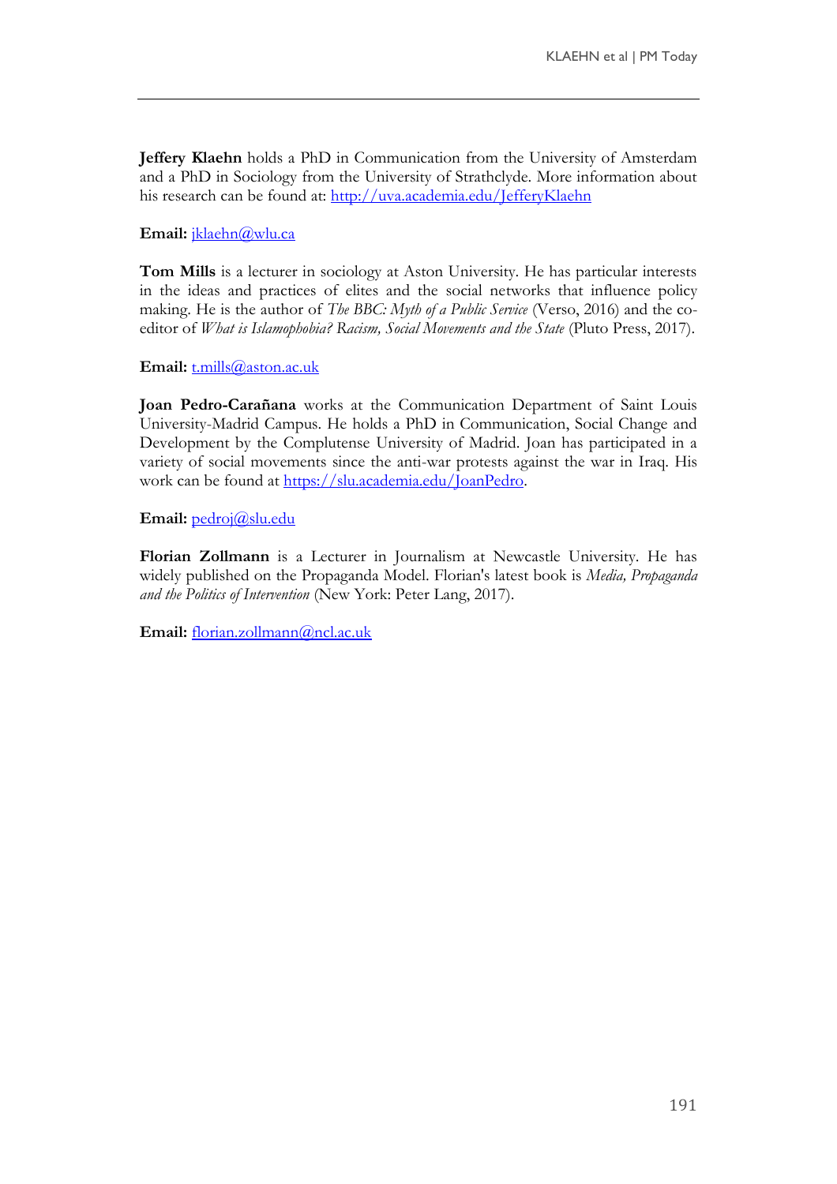**Jeffery Klaehn** holds a PhD in Communication from the University of Amsterdam and a PhD in Sociology from the University of Strathclyde. More information about his research can be found at: http://uva.academia.edu/JefferyKlaehn

**Email:** jklaehn@wlu.ca

**Tom Mills** is a lecturer in sociology at Aston University. He has particular interests in the ideas and practices of elites and the social networks that influence policy making. He is the author of *The BBC: Myth of a Public Service* (Verso, 2016) and the co-editor of *What is Islamophobia? Racism, Social Movements and the State* (Pluto Press, 2017).

**Email:** t.mills@aston.ac.uk

**Joan Pedro-Carañana** works at the Communication Department of Saint Louis University-Madrid Campus. He holds a PhD in Communication, Social Change and Development by the Complutense University of Madrid. Joan has participated in a variety of social movements since the anti-war protests against the war in Iraq. His work can be found at https://slu.academia.edu/JoanPedro.

**Email:** pedroj@slu.edu

**Florian Zollmann** is a Lecturer in Journalism at Newcastle University. He has widely published on the Propaganda Model. Florian's latest book is *Media, Propaganda and the Politics of Intervention* (New York: Peter Lang, 2017).

**Email:** florian.zollmann@ncl.ac.uk